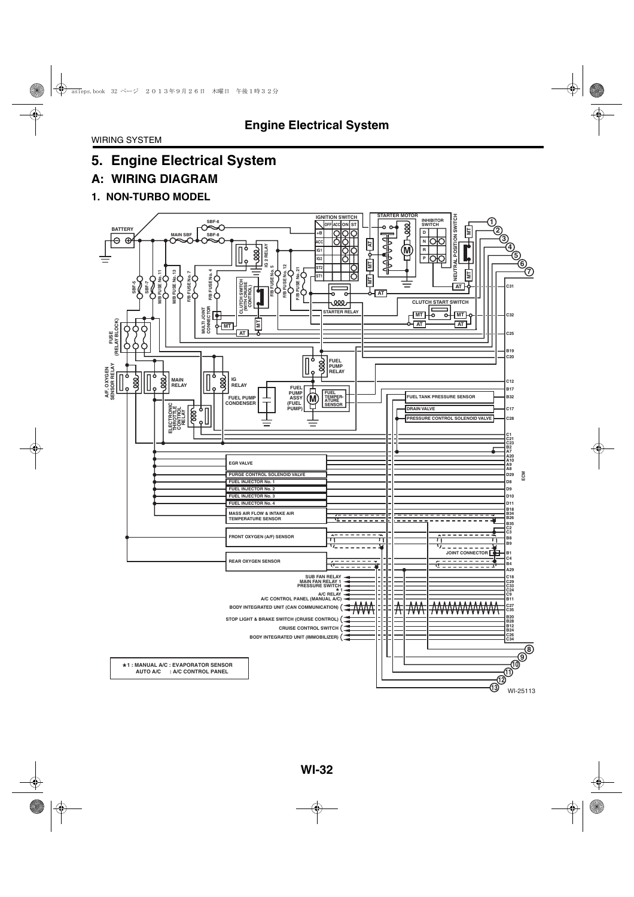# 5. Engine Electrical System

## A: WIRING DIAGRAM

### 1. NON-TURBO MODEL

BATTERY

MAIN SBF

SBF-6

SBF-8

SBF-5

SBF-7

M/B FUSE No. 11

M/B FUSE No. 13

F/B FUSE No. 7

F/B FUSE No. 4

IG 2 RELAY

CLUTCH SWITCH (WITH CRUISE CONTROL)

F/B FUSE No. 5

F/B FUSE No. 12

F/B FUSE No. 21

MULTI-JOINT CONNECTOR

IGNITION SWITCH

| | OFF | ACC | ON | ST |
|---|---|---|---|---|
| +B | | | | |
| ACC | | | | |
| IG1 | | | | |
| IG2 | | | | |
| ST2 | | | | |
| ST1 | | | | |

STARTER MOTOR

INHIBITOR SWITCH

D, N, R, P

NEUTRAL POSITION SWITCH

STARTER RELAY

CLUTCH START SWITCH

MT, AT

FUSE (RELAY BLOCK)

A/F, OXYGEN SENSOR RELAY

MAIN RELAY

ELECTRONIC THROTTLE CONTROL RELAY

IG RELAY

FUEL PUMP CONDENSER

FUEL PUMP RELAY

FUEL PUMP ASSY (FUEL PUMP)

FUEL TEMPERATURE SENSOR

FUEL TANK PRESSURE SENSOR

DRAIN VALVE

PRESSURE CONTROL SOLENOID VALVE

EGR VALVE

PURGE CONTROL SOLENOID VALVE

FUEL INJECTOR No. 1

FUEL INJECTOR No. 2

FUEL INJECTOR No. 3

FUEL INJECTOR No. 4

MASS AIR FLOW & INTAKE AIR TEMPERATURE SENSOR

FRONT OXYGEN (A/F) SENSOR

REAR OXYGEN SENSOR

JOINT CONNECTOR

SUB FAN RELAY

MAIN FAN RELAY 1

PRESSURE SWITCH

★1

A/C RELAY

A/C CONTROL PANEL (MANUAL A/C)

BODY INTEGRATED UNIT (CAN COMMUNICATION)

STOP LIGHT & BRAKE SWITCH (CRUISE CONTROL)

CRUISE CONTROL SWITCH

BODY INTEGRATED UNIT (IMMOBILIZER)

ECM

C31, C32, C25, B19, C20, C12, B17, B32, C17, C28, C1, C21, C23, B2, A7, A20, A10, A9, A8, D29, D8, D9, D10, D11, B18, B34, B26, B35, C2, C3, B8, B9, B1, C4, B4, A29, C18, C29, C33, C24, C9, B11, C27, C35, B20, B28, B12, B24, C26, C34

1 2 3 4 5 6 7 8 9 10 11 12 13

★1 : MANUAL A/C : EVAPORATOR SENSOR
AUTO A/C : A/C CONTROL PANEL

WI-25113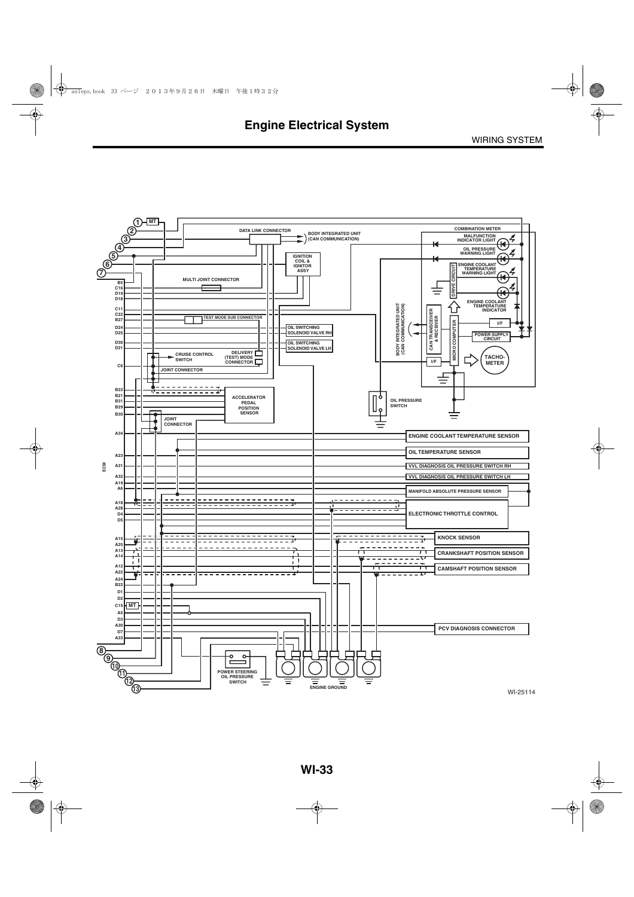# Engine Electrical System

WIRING SYSTEM

MT

DATA LINK CONNECTOR

BODY INTEGRATED UNIT (CAN COMMUNICATION)

COMBINATION METER

MALFUNCTION INDICATOR LIGHT

OIL PRESSURE WARNING LIGHT

ENGINE COOLANT TEMPERATURE WARNING LIGHT

IGNITION COIL & IGNITOR ASSY

DRIVE CIRCUIT

MULTI JOINT CONNECTOR

ENGINE COOLANT TEMPERATURE INDICATOR

BODY INTEGRATED UNIT (CAN COMMUNICATION)

CAN TRANSCEIVER & RECEIVER

MICRO COMPUTER

I/F

POWER SUPPLY CIRCUIT

TEST MODE SUB CONNECTOR

OIL SWITCHING SOLENOID VALVE RH

OIL SWITCHING SOLENOID VALVE LH

CRUISE CONTROL SWITCH

DELIVERY (TEST) MODE CONNECTOR

TACHO-METER

JOINT CONNECTOR

ACCELERATOR PEDAL POSITION SENSOR

OIL PRESSURE SWITCH

JOINT CONNECTOR

ECM

ENGINE COOLANT TEMPERATURE SENSOR

OIL TEMPERATURE SENSOR

VVL DIAGNOSIS OIL PRESSURE SWITCH RH

VVL DIAGNOSIS OIL PRESSURE SWITCH LH

MANIFOLD ABSOLUTE PRESSURE SENSOR

ELECTRONIC THROTTLE CONTROL

KNOCK SENSOR

CRANKSHAFT POSITION SENSOR

CAMSHAFT POSITION SENSOR

PCV DIAGNOSIS CONNECTOR

POWER STEERING OIL PRESSURE SWITCH

ENGINE GROUND

B5, C16, D19, D18, C11, C22, B27, D24, D25, D30, D31, C6, B23, B21, B31, B29, B30, A34, A23, A31, A32, A19, A6, A18, A28, D4, D5, A15, A25, A13, A14, A12, A22, A24, B22, D1, D2, C15, A5, D3, A30, D7, A33

1, 2, 3, 4, 5, 6, 7, 8, 9, 10, 11, 12, 13

WI-25114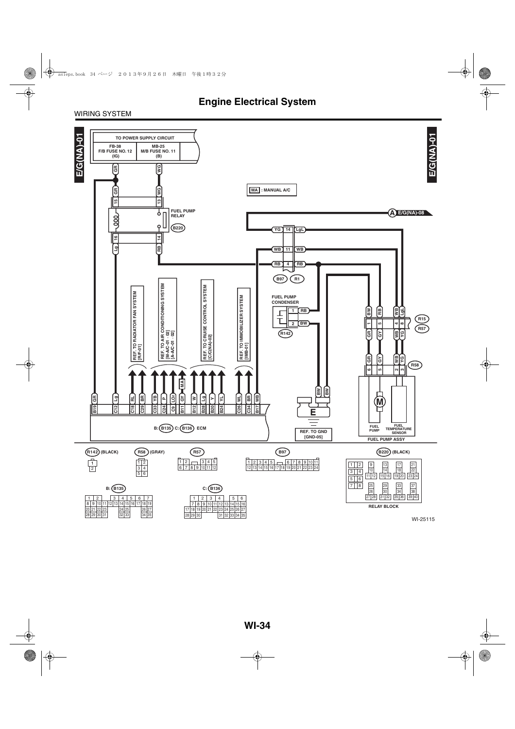# Engine Electrical System

WIRING SYSTEM

E/G(NA)-01

TO POWER SUPPLY CIRCUIT

FB-38
F/B FUSE NO. 12
(IG)

MB-25
M/B FUSE NO. 11
(B)

MA : MANUAL A/C

FUEL PUMP RELAY

B220

A E/G(NA)-08

B97 R1

FUEL PUMP CONDENSER

R142

R15
R57
R58

REF. TO RADIATOR FAN SYSTEM [R/F-01]

REF. TO AIR CONDITIONING SYSTEM [M-A/C-01 · 02] [A-A/C-01 · 02]

REF. TO CRUISE CONTROL SYSTEM [C/C(NA)-02]

REF. TO IMMOBILIZER SYSTEM [IMB-01]

B: B135 C: B136 ECM

REF. TO GND [GND-05]

FUEL PUMP

FUEL TEMPERATURE SENSOR

FUEL PUMP ASSY

R142 (BLACK)

R58 (GRAY)

R57

B97

B220 (BLACK)

RELAY BLOCK

B: B135

C: B136

WI-25115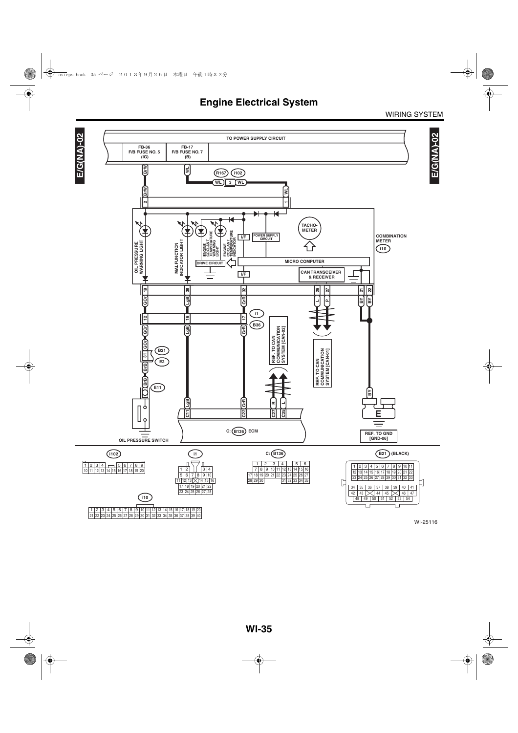# Engine Electrical System

WIRING SYSTEM

E/G(NA)-02

TO POWER SUPPLY CIRCUIT

FB-36 F/B FUSE NO. 5 (IG)

FB-17 F/B FUSE NO. 7 (B)

R167 i102

OIL PRESSURE WARNING LIGHT

MALFUNCTION INDICATOR LIGHT

ENGINE COOLANT TEMPERATURE WARNING LIGHT

ENGINE COOLANT TEMPERATURE INDICATOR

TACHO-METER

I/F

POWER SUPPLY CIRCUIT

COMBINATION METER

i10

DRIVE CIRCUIT

MICRO COMPUTER

CAN TRANSCEIVER & RECEIVER

i1

B36

B21

E2

E11

REF. TO CAN COMMUNICATION SYSTEM [CAN-02]

REF. TO CAN COMMUNICATION SYSTEM [CAN-01]

C: B136 ECM

OIL PRESSURE SWITCH

REF. TO GND [GND-06]

i102

i1

C: B136

B21 (BLACK)

i10

WI-25116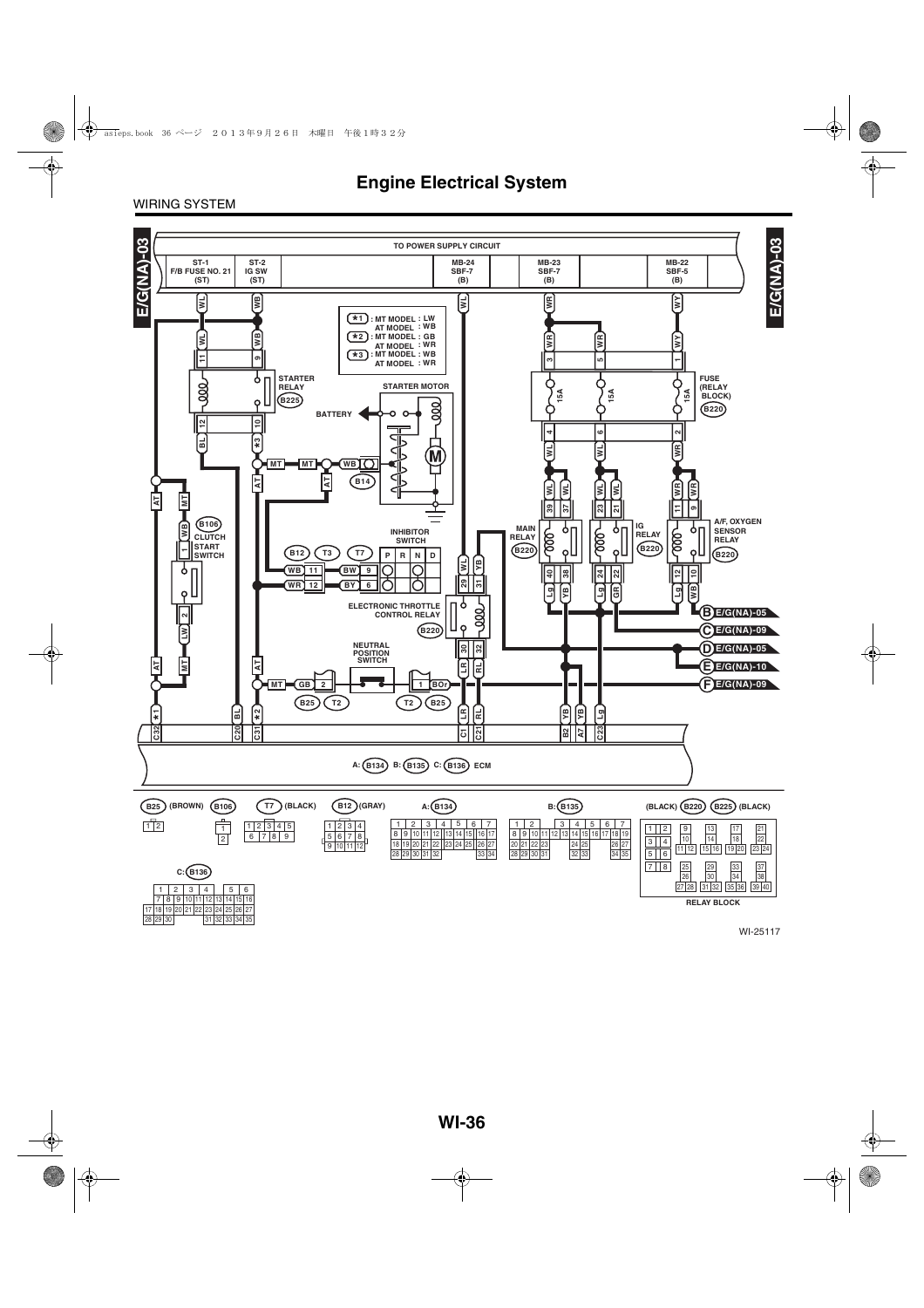# Engine Electrical System

WIRING SYSTEM

E/G(NA)-03

TO POWER SUPPLY CIRCUIT

| ST-1 F/B FUSE NO. 21 (ST) | ST-2 IG SW (ST) | MB-24 SBF-7 (B) | MB-23 SBF-7 (B) | MB-22 SBF-5 (B) |
|---|---|---|---|---|

| | MT MODEL | AT MODEL |
|---|---|---|
| *1 | LW | WB |
| *2 | GB | WR |
| *3 | WB | WR |

STARTER RELAY (B225)

STARTER MOTOR

BATTERY

FUSE (RELAY BLOCK) (B220)

A/F, OXYGEN SENSOR RELAY (B220)

MAIN RELAY (B220)

IG RELAY (B220)

CLUTCH START SWITCH (B106)

INHIBITOR SWITCH

ELECTRONIC THROTTLE CONTROL RELAY (B220)

NEUTRAL POSITION SWITCH

B: E/G(NA)-05

C: E/G(NA)-09

D: E/G(NA)-05

E: E/G(NA)-10

F: E/G(NA)-09

A: (B134) B: (B135) C: (B136) ECM

(B25) (BROWN) (B106) (T7) (BLACK) (B12) (GRAY) A: (B134) B: (B135) C: (B136)

(BLACK) (B220) (B225) (BLACK)

RELAY BLOCK

WI-25117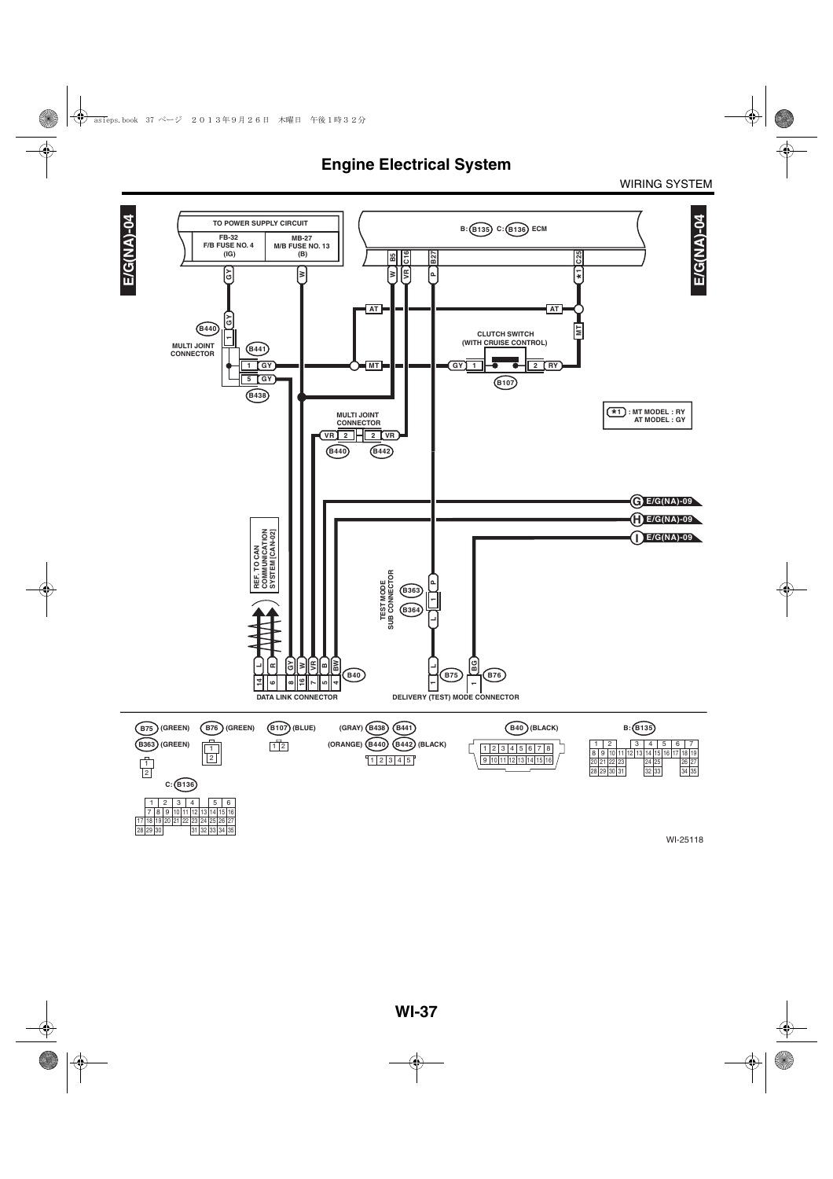# Engine Electrical System

WIRING SYSTEM

E/G(NA)-04

TO POWER SUPPLY CIRCUIT

FB-32 F/B FUSE NO. 4 (IG)

MB-27 M/B FUSE NO. 13 (B)

B: B135 C: B136 ECM

B5 C16 B27 C25

GY W W VR P *1

AT AT MT

B440 B441 B438

MULTI JOINT CONNECTOR

CLUTCH SWITCH (WITH CRUISE CONTROL)

B107

*1 : MT MODEL : RY
AT MODEL : GY

MULTI JOINT CONNECTOR

B440 B442

G E/G(NA)-09

H E/G(NA)-09

I E/G(NA)-09

REF. TO CAN COMMUNICATION SYSTEM [CAN-02]

TEST MODE SUB CONNECTOR

B363 B364

DATA LINK CONNECTOR

B40

DELIVERY (TEST) MODE CONNECTOR

B75 B76

B75 (GREEN) B76 (GREEN) B107 (BLUE) (GRAY) B438 B441 B40 (BLACK) B: B135

B363 (GREEN) (ORANGE) B440 B442 (BLACK)

C: B136

WI-25118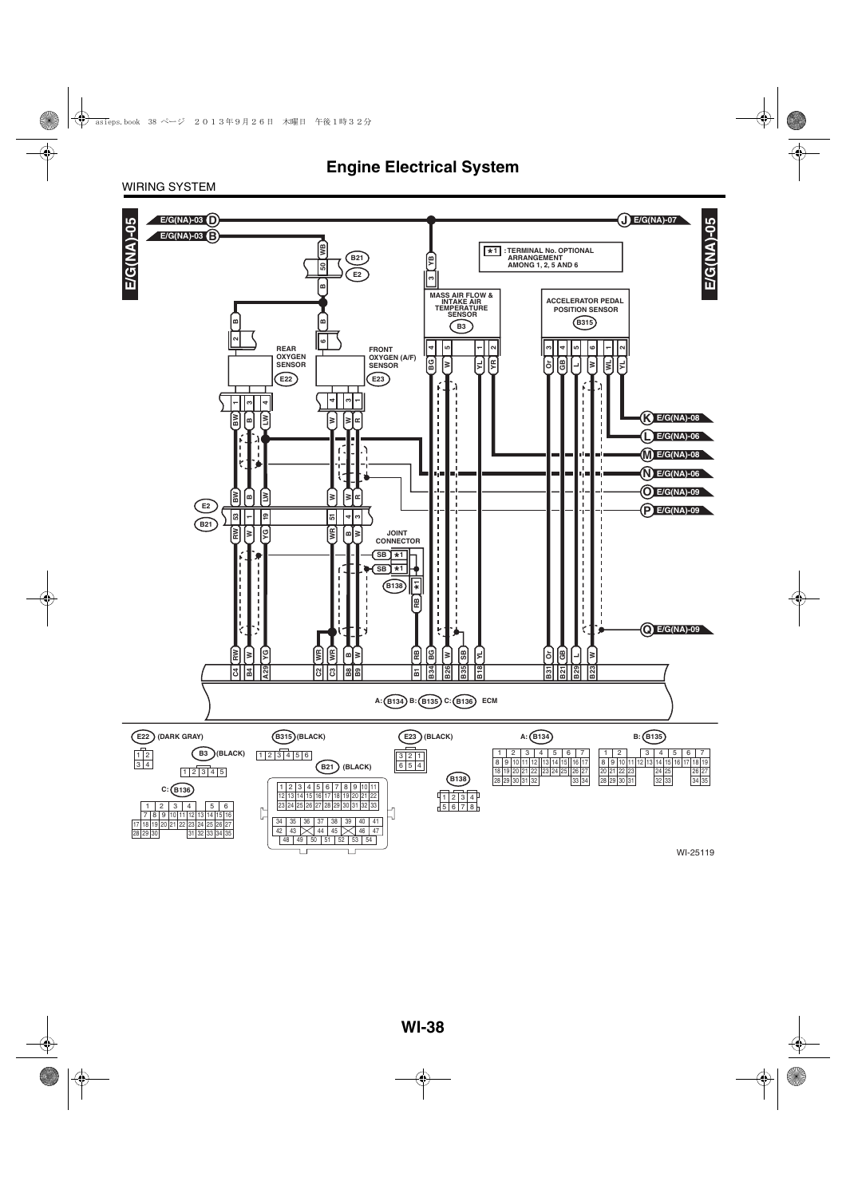# Engine Electrical System

WIRING SYSTEM

E/G(NA)-05

E/G(NA)-03 D

E/G(NA)-03 B

J E/G(NA)-07

★1 : TERMINAL No. OPTIONAL ARRANGEMENT AMONG 1, 2, 5 AND 6

B21

E2

REAR OXYGEN SENSOR

E22

FRONT OXYGEN (A/F) SENSOR

E23

MASS AIR FLOW & INTAKE AIR TEMPERATURE SENSOR

B3

ACCELERATOR PEDAL POSITION SENSOR

B315

K E/G(NA)-08

L E/G(NA)-06

M E/G(NA)-08

N E/G(NA)-06

O E/G(NA)-09

P E/G(NA)-09

Q E/G(NA)-09

E2

B21

JOINT CONNECTOR

B138

A: B134 B: B135 C: B136 ECM

E22 (DARK GRAY)

B3 (BLACK)

B315 (BLACK)

B21 (BLACK)

E23 (BLACK)

B138

A: B134

B: B135

C: B136

WI-25119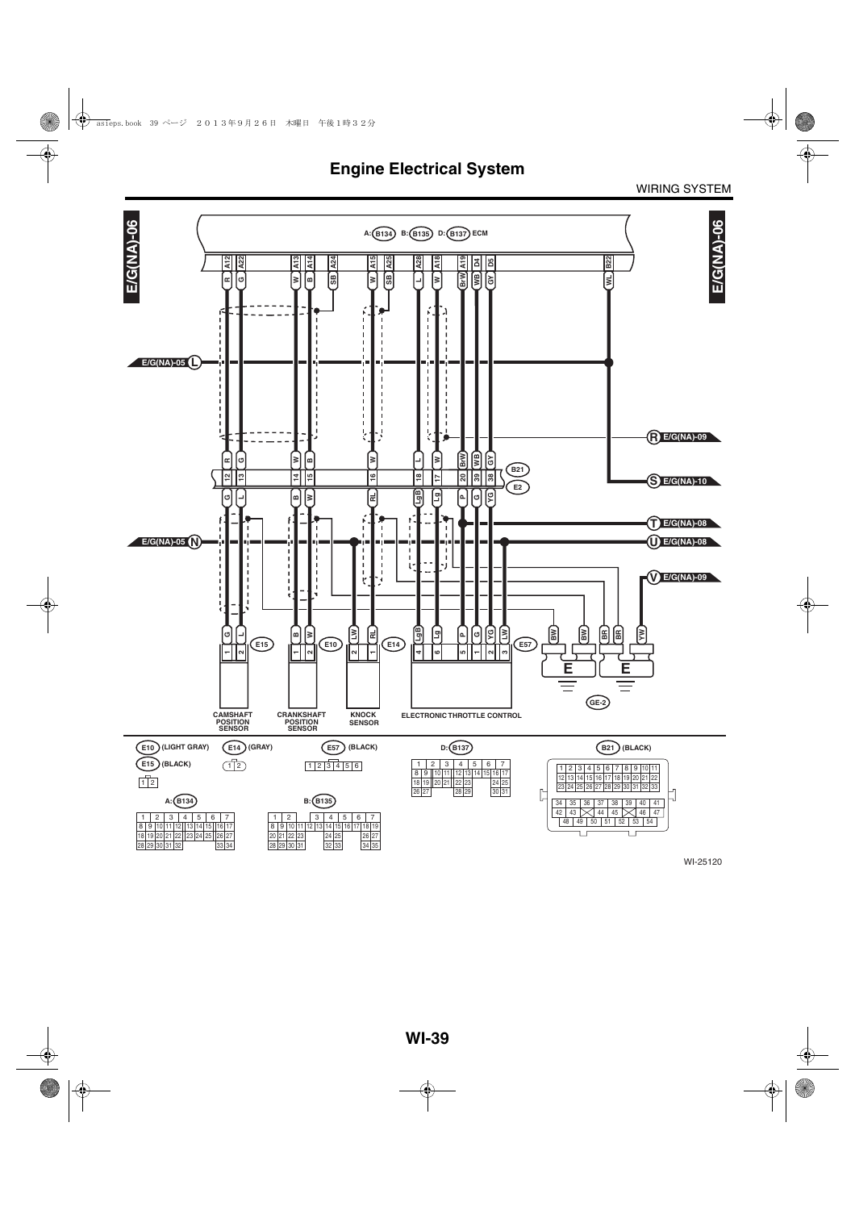# Engine Electrical System

WIRING SYSTEM

E/G(NA)-06

A: B134 B: B135 D: B137 ECM

A12 A22 A13 A14 A24 A15 A25 A28 A18 A19 D4 D5 B22

R G W B SB W SB L W BrW WB GY WL

E/G(NA)-05 L

R E/G(NA)-09

B21 E2

S E/G(NA)-10

12 13 14 15 16 18 17 20 39 38

G L B W RL LgB Lg P G YG

T E/G(NA)-08

E/G(NA)-05 N

U E/G(NA)-08

V E/G(NA)-09

G L B W LW RL LgB Lg P G YG LW BW BW BR BR YW

E15 E10 E14 E57

1 2 1 2 2 1 4 6 5 1 2 3

E E

GE-2

CAMSHAFT POSITION SENSOR

CRANKSHAFT POSITION SENSOR

KNOCK SENSOR

ELECTRONIC THROTTLE CONTROL

E10 (LIGHT GRAY)

E15 (BLACK)

| 1 | 2 |
|---|---|

E14 (GRAY)

| 1 | 2 |
|---|---|

E57 (BLACK)

| 1 | 2 | 3 | 4 | 5 | 6 |
|---|---|---|---|---|---|

D: B137

| 1 | 2 | 3 | 4 | 5 | 6 | 7 |
|---|---|---|---|---|---|---|
| 8 9 | 10 11 | 12 13 | 14 15 | 16 17 | | |
| 18 19 | 20 21 | 22 23 | | 24 25 | | |
| 26 27 | | 28 29 | | 30 31 | | |

B21 (BLACK)

| 1 | 2 | 3 | 4 | 5 | 6 | 7 | 8 | 9 | 10 | 11 |
|---|---|---|---|---|---|---|---|---|---|---|
| 12 | 13 | 14 | 15 | 16 | 17 | 18 | 19 | 20 | 21 | 22 |
| 23 | 24 | 25 | 26 | 27 | 28 | 29 | 30 | 31 | 32 | 33 |

| 34 | 35 | 36 | 37 | 38 | 39 | 40 | 41 |
|---|---|---|---|---|---|---|---|
| 42 | 43 | | 44 | 45 | | 46 | 47 |
| 48 | 49 | 50 | 51 | 52 | 53 | 54 | |

A: B134

| 1 | 2 | 3 | 4 | 5 | 6 | 7 |
|---|---|---|---|---|---|---|
| 8 9 | 10 11 | 12 | 13 14 | 15 16 | 17 | |
| 18 19 | 20 21 | 22 | 23 24 | 25 | 26 27 | |
| 28 29 | 30 31 | 32 | | | 33 34 | |

B: B135

| 1 | 2 | | 3 | 4 | 5 | 6 | 7 |
|---|---|---|---|---|---|---|---|
| 8 9 | 10 11 | 12 13 | 14 15 | 16 17 | 18 19 | | |
| 20 21 | 22 23 | | 24 25 | | 26 27 | | |
| 28 29 | 30 31 | | 32 33 | | 34 35 | | |

WI-25120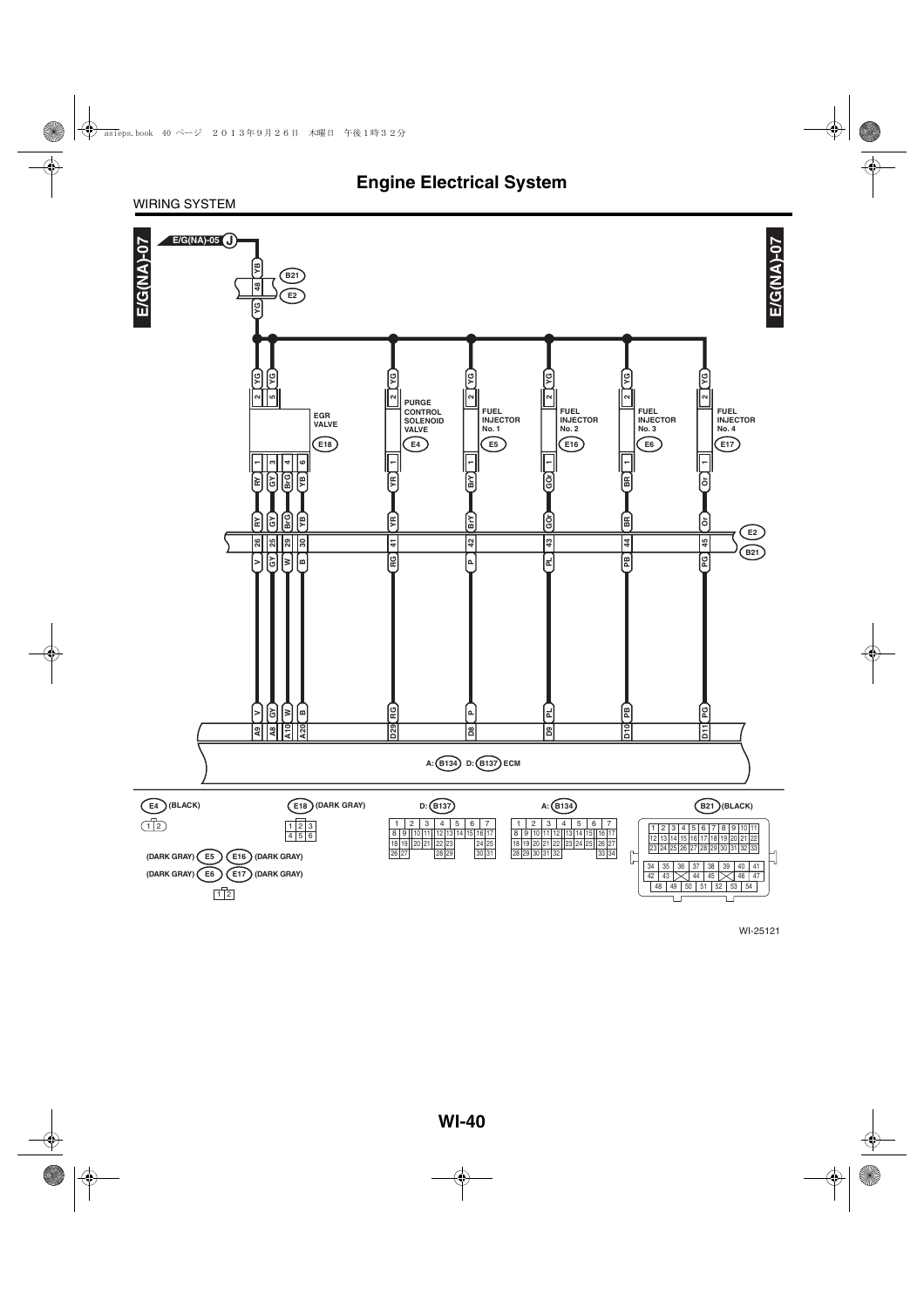# Engine Electrical System

WIRING SYSTEM

E/G(NA)-07

E/G(NA)-05 J

B21 E2

| Component | Connector | Terminal | Wire color | Joint connector E2/B21 terminal | Wire color | ECM terminal |
|---|---|---|---|---|---|---|
| EGR VALVE | E18 | 1 | RY | 26 | V | A9 |
| EGR VALVE | E18 | 3 | GY | 25 | GY | A8 |
| EGR VALVE | E18 | 4 | BrG | 29 | W | A10 |
| EGR VALVE | E18 | 6 | YB | 30 | B | A20 |
| PURGE CONTROL SOLENOID VALVE | E4 | 1 | YR | 41 | RG | D29 |
| FUEL INJECTOR No. 1 | E5 | 1 | BrY | 42 | P | D8 |
| FUEL INJECTOR No. 2 | E16 | 1 | GOr | 43 | PL | D9 |
| FUEL INJECTOR No. 3 | E6 | 1 | BR | 44 | PB | D10 |
| FUEL INJECTOR No. 4 | E17 | 1 | Or | 45 | PG | D11 |

Power supply: E/G(NA)-05 J — YB — B21/E2 terminal 48 — YG — EGR VALVE (E18) terminals 2, 5; PURGE CONTROL SOLENOID VALVE (E4) terminal 2; FUEL INJECTOR No. 1 (E5) terminal 2; FUEL INJECTOR No. 2 (E16) terminal 2; FUEL INJECTOR No. 3 (E6) terminal 2; FUEL INJECTOR No. 4 (E17) terminal 2.

A: B134 D: B137 ECM

Connectors:

- E4 (BLACK): 1 2
- E18 (DARK GRAY): 1 2 3 / 4 5 6
- (DARK GRAY) E5, E16 (DARK GRAY), (DARK GRAY) E6, E17 (DARK GRAY): 1 2
- D: B137: 1–7 / 8–17 / 18–25 / 26 27 28 29 30 31
- A: B134: 1–7 / 8–17 / 18–27 / 28–32 33 34
- B21 (BLACK): 1–11 / 12–22 / 23–33 / 34–41 / 42 43 44 45 46 47 / 48–54

WI-25121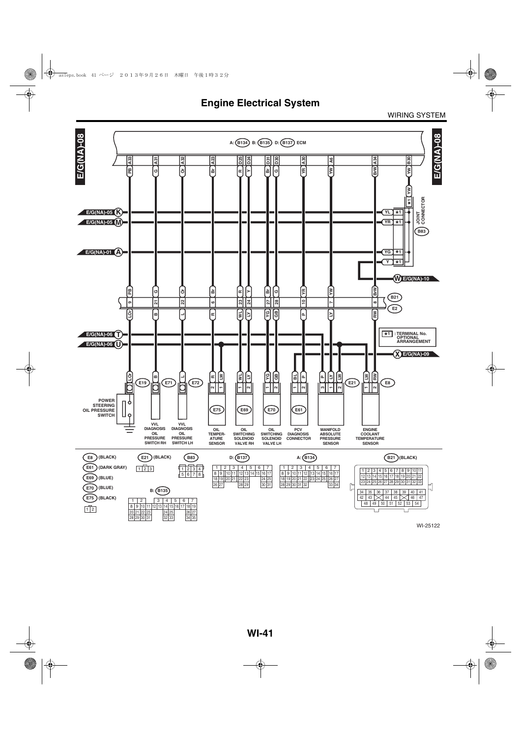# Engine Electrical System

WIRING SYSTEM

E/G(NA)-08

A: (B134) B: (B135) D: (B137) ECM

| ECM terminal | Wire color | B21/E2 pin | Wire color (E2 side) | Component connector | Component |
|---|---|---|---|---|---|
| A33 | PB | 9 | LOr | E19 | POWER STEERING OIL PRESSURE SWITCH |
| A31 | G | 21 | B | E71 | VVL DIAGNOSIS OIL PRESSURE SWITCH RH |
| A32 | Or | 22 | L | E72 | VVL DIAGNOSIS OIL PRESSURE SWITCH LH |
| A23 | Br | 6 | R | E75 (2) | OIL TEMPERATURE SENSOR |
| D25 | R | 23 | WL | E69 (1) | OIL SWITCHING SOLENOID VALVE RH |
| D24 | Y | 24 | LY | E69 (2) | OIL SWITCHING SOLENOID VALVE RH |
| D31 | Br | 27 | YG | E70 (1) | OIL SWITCHING SOLENOID VALVE LH |
| D30 | G | 28 | GB | E70 (2) | OIL SWITCHING SOLENOID VALVE LH |
| A30 | YR | 10 | P | E61 (2) | PCV DIAGNOSIS CONNECTOR |
| A6 | YW | 7 | LY | E21 (1) | MANIFOLD ABSOLUTE PRESSURE SENSOR |
| A34 | BrW | 8 | RW | E8 (2) | ENGINE COOLANT TEMPERATURE SENSOR |
| B30 | YW | — | — | B83 | JOINT CONNECTOR |

JOINT CONNECTOR (B83): YW ★1, YL ★1 (E/G(NA)-05 K), YR ★1 (E/G(NA)-05 M), YG ★1 (E/G(NA)-01 A), Y ★1 → E/G(NA)-10 W

E75 (1): LW; E61 (1): BL; E21 (3): P, E21 (2): LW; E8 (1): LW

E/G(NA)-06 T, E/G(NA)-06 U, E/G(NA)-09 X

★1 : TERMINAL No. OPTIONAL ARRANGEMENT

Connectors: E8 (BLACK), E61 (DARK GRAY), E69 (BLUE), E70 (BLUE), E75 (BLACK), E21 (BLACK), B83, B: (B135), D: (B137), A: (B134), B21 (BLACK)

WI-25122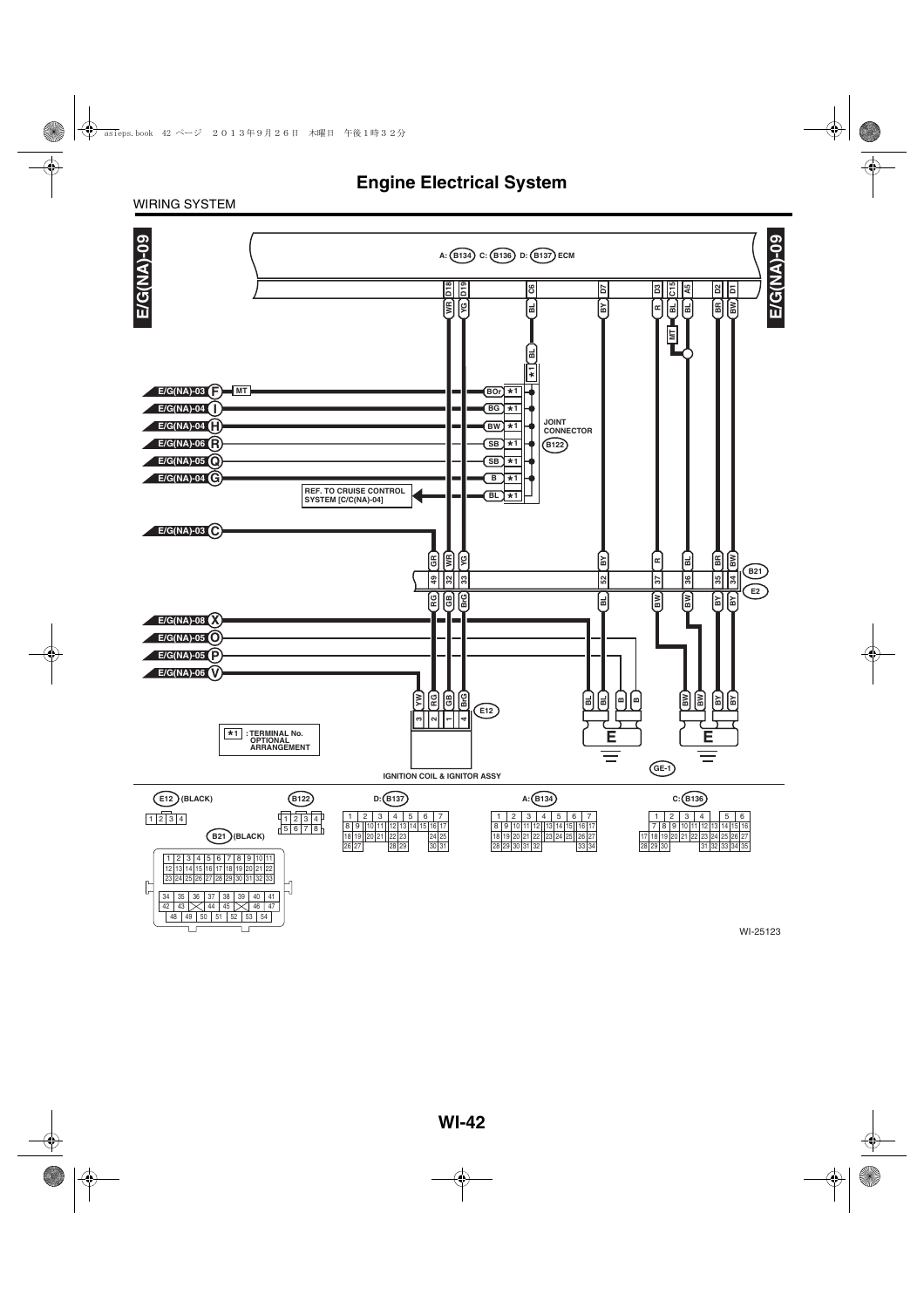# Engine Electrical System

WIRING SYSTEM

E/G(NA)-09

A: B134 C: B136 D: B137 ECM

JOINT CONNECTOR B122

REF. TO CRUISE CONTROL SYSTEM [C/C(NA)-04]

E/G(NA)-03 F MT

E/G(NA)-04 I

E/G(NA)-04 H

E/G(NA)-06 R

E/G(NA)-05 Q

E/G(NA)-04 G

E/G(NA)-03 C

E/G(NA)-08 X

E/G(NA)-05 O

E/G(NA)-05 P

E/G(NA)-06 V

B21

E2

E12

IGNITION COIL & IGNITOR ASSY

GE-1

★1 : TERMINAL No. OPTIONAL ARRANGEMENT

E12 (BLACK)

| 1 | 2 | 3 | 4 |
|---|---|---|---|

B122

| 1 | 2 | 3 | 4 |
|---|---|---|---|
| 5 | 6 | 7 | 8 |

B21 (BLACK)

| 1 | 2 | 3 | 4 | 5 | 6 | 7 | 8 | 9 | 10 | 11 |
|---|---|---|---|---|---|---|---|---|---|---|
| 12 | 13 | 14 | 15 | 16 | 17 | 18 | 19 | 20 | 21 | 22 |
| 23 | 24 | 25 | 26 | 27 | 28 | 29 | 30 | 31 | 32 | 33 |
| 34 | 35 | 36 | 37 | 38 | 39 | 40 | 41 | | | |
| 42 | 43 | | 44 | 45 | | 46 | 47 | | | |
| 48 | 49 | 50 | 51 | 52 | 53 | 54 | | | | |

D: B137

| 1 | 2 | 3 | 4 | 5 | 6 | 7 |
|---|---|---|---|---|---|---|
| 8 9 | 10 11 | 12 13 | 14 15 | 16 17 | | |
| 18 19 | 20 21 | 22 23 | | 24 25 | | |
| 26 27 | | 28 29 | | 30 31 | | |

A: B134

| 1 | 2 | 3 | 4 | 5 | 6 | 7 |
|---|---|---|---|---|---|---|
| 8 9 | 10 11 | 12 | 13 14 | 15 | 16 17 | |
| 18 19 | 20 21 | 22 | 23 24 | 25 | 26 27 | |
| 28 29 | 30 31 | 32 | | | 33 34 | |

C: B136

| 1 | 2 | 3 | 4 | | 5 | 6 |
|---|---|---|---|---|---|---|
| 7 8 | 9 10 | 11 12 | 13 14 | 15 16 | | |
| 17 18 19 | 20 21 | 22 23 | 24 25 | 26 27 | | |
| 28 29 30 | | | 31 32 | 33 34 35 | | |

WI-25123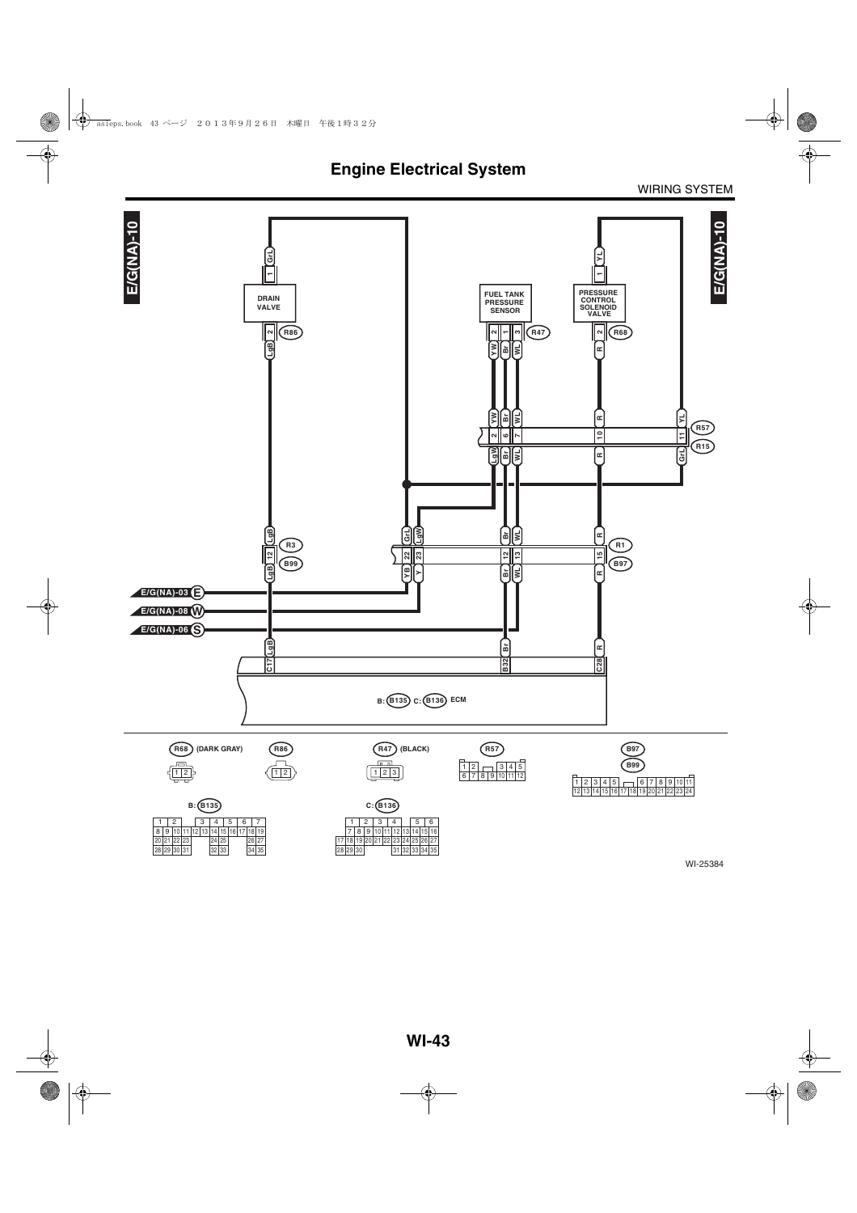# Engine Electrical System

WIRING SYSTEM

E/G(NA)-10

DRAIN VALVE

FUEL TANK PRESSURE SENSOR

PRESSURE CONTROL SOLENOID VALVE

R86 R47 R68 R57 R15 R3 B99 R1 B97

E/G(NA)-03 E

E/G(NA)-08 W

E/G(NA)-06 S

B: B135 C: B136 ECM

R68 (DARK GRAY)

R86

R47 (BLACK)

R57

B97

B99

B: B135

C: B136

WI-25384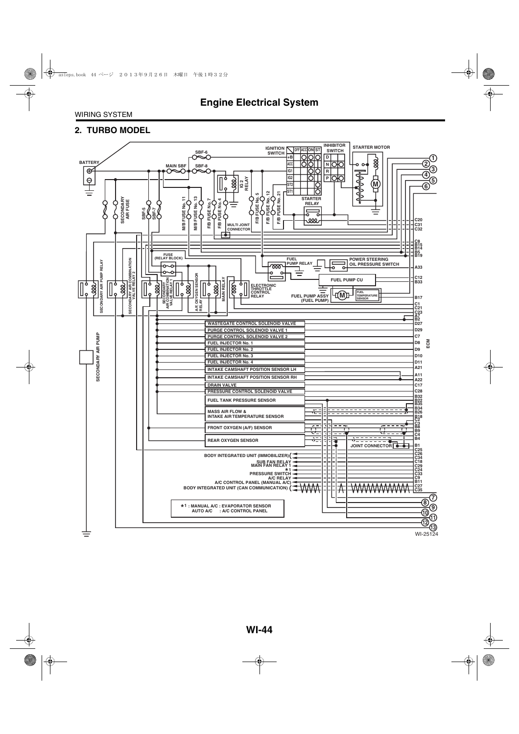# Engine Electrical System

WIRING SYSTEM

## 2. TURBO MODEL

BATTERY

MAIN SBF

SBF-6

SBF-8

IGNITION SWITCH

OFF ACC ON ST

+B

ACC

IG1

IG2

ST2

ST1

INHIBITOR SWITCH

D

N

R

P

STARTER MOTOR

STARTER RELAY

IG 2 RELAY

SECONDARY AIR FUSE

SBF-5

SBF-7

M/B FUSE No. 11

M/B FUSE No. 13

F/B FUSE No. 7

F/B FUSE No. 4

F/B FUSE No. 5

F/B FUSE No. 12

F/B FUSE No. 21

MULTI JOINT CONNECTOR

FUSE (RELAY BLOCK)

FUEL PUMP RELAY

POWER STEERING OIL PRESSURE SWITCH

FUEL PUMP CU

FUEL PUMP ASSY (FUEL PUMP)

FUEL TEMPERATURE SENSOR

SECONDARY AIR PUMP RELAY

SECONDARY AIR COMBINATION VALVE RELAY 2

SECONDARY AIR COMBINATION VALVE RELAY 1

A/F, OXYGEN SENSOR RELAY

MAIN RELAY

ELECTRONIC THROTTLE CONTROL RELAY

SECONDARY AIR PUMP

WASTEGATE CONTROL SOLENOID VALVE

PURGE CONTROL SOLENOID VALVE 1

PURGE CONTROL SOLENOID VALVE 2

FUEL INJECTOR No. 1

FUEL INJECTOR No. 2

FUEL INJECTOR No. 3

FUEL INJECTOR No. 4

INTAKE CAMSHAFT POSITION SENSOR LH

INTAKE CAMSHAFT POSITION SENSOR RH

DRAIN VALVE

PRESSURE CONTROL SOLENOID VALVE

FUEL TANK PRESSURE SENSOR

MASS AIR FLOW & INTAKE AIR TEMPERATURE SENSOR

FRONT OXYGEN (A/F) SENSOR

REAR OXYGEN SENSOR

JOINT CONNECTOR

BODY INTEGRATED UNIT (IMMOBILIZER)

SUB FAN RELAY

MAIN FAN RELAY 1

★1

PRESSURE SWITCH

A/C RELAY

A/C CONTROL PANEL (MANUAL A/C)

BODY INTEGRATED UNIT (CAN COMMUNICATION)

★1 : MANUAL A/C : EVAPORATOR SENSOR
AUTO A/C : A/C CONTROL PANEL

ECM

C20, C31, C32, C8, B15, B14, B5, B19, A33, C12, B33, B17, C1, C21, C23, A7, B2, D27, D29, C7, D8, D9, D10, D11, A21, A11, A22, C17, C28, B32, B22, B35, B34, B26, B18, C2, C3, B8, B9, C4, B4, B1, C25, C26, C34, C18, C29, C24, C33, C9, B11, C27, C35

①②③④⑤⑥⑦⑧⑨⑩⑪⑫⑬

WI-25124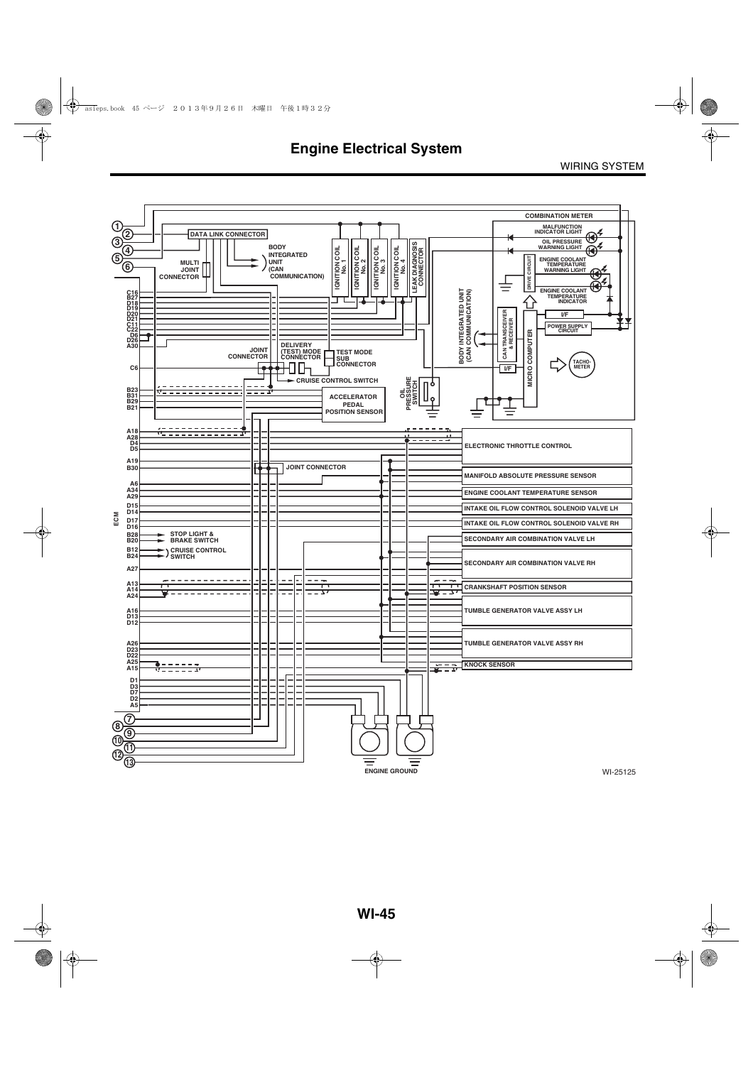# Engine Electrical System

WIRING SYSTEM

COMBINATION METER

MALFUNCTION INDICATOR LIGHT

OIL PRESSURE WARNING LIGHT

ENGINE COOLANT TEMPERATURE WARNING LIGHT

DRIVE CIRCUIT

ENGINE COOLANT TEMPERATURE INDICATOR

I/F

POWER SUPPLY CIRCUIT

CAN TRANSCEIVER & RECEIVER

MICRO COMPUTER

TACHO-METER

I/F

BODY INTEGRATED UNIT (CAN COMMUNICATION)

OIL PRESSURE SWITCH

DATA LINK CONNECTOR

BODY INTEGRATED UNIT (CAN COMMUNICATION)

MULTI JOINT CONNECTOR

IGNITION COIL No. 1

IGNITION COIL No. 2

IGNITION COIL No. 3

IGNITION COIL No. 4

LEAK DIAGNOSIS CONNECTOR

JOINT CONNECTOR

DELIVERY (TEST) MODE CONNECTOR

TEST MODE SUB CONNECTOR

CRUISE CONTROL SWITCH

ACCELERATOR PEDAL POSITION SENSOR

ECM

C16, B27, D18, D19, D20, D21, C11, C22, D6, D26, A30, C6, B23, B31, B29, B21, A18, A28, D4, D5, A19, B30, A6, A34, A29, D15, D14, D17, D16, B28, B20, B12, B24, A27, A13, A14, A24, A16, D13, D12, A26, D23, D22, A25, A15, D1, D3, D7, D2, A5

JOINT CONNECTOR

STOP LIGHT & BRAKE SWITCH

CRUISE CONTROL SWITCH

ELECTRONIC THROTTLE CONTROL

MANIFOLD ABSOLUTE PRESSURE SENSOR

ENGINE COOLANT TEMPERATURE SENSOR

INTAKE OIL FLOW CONTROL SOLENOID VALVE LH

INTAKE OIL FLOW CONTROL SOLENOID VALVE RH

SECONDARY AIR COMBINATION VALVE LH

SECONDARY AIR COMBINATION VALVE RH

CRANKSHAFT POSITION SENSOR

TUMBLE GENERATOR VALVE ASSY LH

TUMBLE GENERATOR VALVE ASSY RH

KNOCK SENSOR

ENGINE GROUND

WI-25125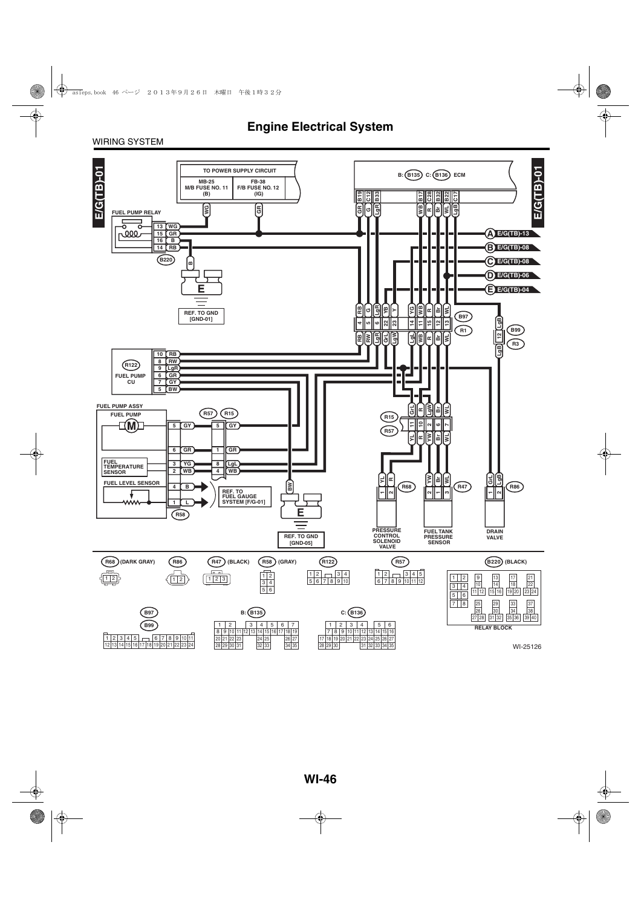# Engine Electrical System

WIRING SYSTEM

E/G(TB)-01

TO POWER SUPPLY CIRCUIT

MB-25
M/B FUSE NO. 11
(B)

FB-38
F/B FUSE NO. 12
(IG)

B: B135 C: B136 ECM

FUEL PUMP RELAY

B220

REF. TO GND
[GND-01]

E/G(TB)-13
E/G(TB)-08
E/G(TB)-08
E/G(TB)-06
E/G(TB)-04

B97
R1
B99
R3

R122
FUEL PUMP CU

FUEL PUMP ASSY
FUEL PUMP
FUEL TEMPERATURE SENSOR
FUEL LEVEL SENSOR

R57 R15

REF. TO FUEL GAUGE SYSTEM [F/G-01]

R58

REF. TO GND
[GND-05]

R15
R57

R68 R47 R86

PRESSURE CONTROL SOLENOID VALVE

FUEL TANK PRESSURE SENSOR

DRAIN VALVE

R68 (DARK GRAY) R86 R47 (BLACK) R58 (GRAY) R122 R57 B220 (BLACK)

B97
B99

B: B135
C: B136

RELAY BLOCK

WI-25126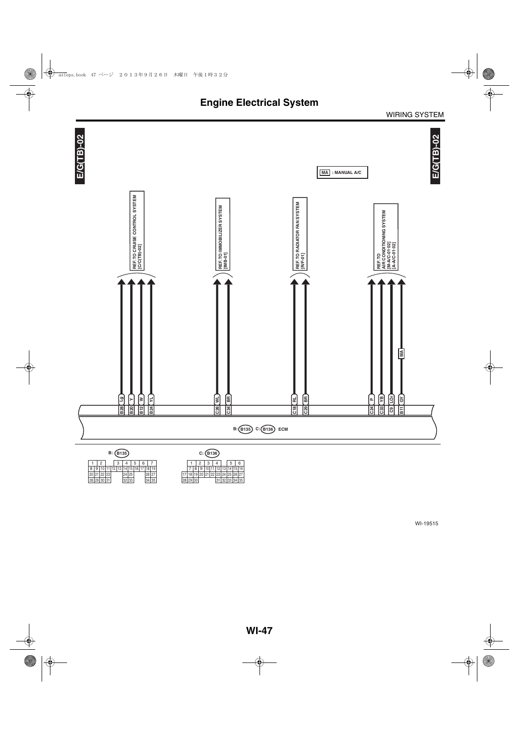# Engine Electrical System

WIRING SYSTEM

E/G(TB)-02

MA : MANUAL A/C

REF. TO CRUISE CONTROL SYSTEM [C/C(TB)-02]

REF. TO IMMOBILIZER SYSTEM [IMB-01]

REF. TO RADIATOR FAN SYSTEM [R/F-01]

REF. TO AIR CONDITIONING SYSTEM [M-A/C-01-02] [A-A/C-01-02]

| Wire color | Terminal |
|---|---|
| Lg | B28 |
| Y | B20 |
| W | B12 |
| YL | B24 |
| WL | C26 |
| BR | C34 |
| RL | C18 |
| BR | C29 |
| P | C24 |
| YB | C33 |
| LOr | C9 |
| GY (MA) | B11 |

B: B135 C: B136 ECM

B: B135

| 1 | 2 | | 3 | 4 | 5 | 6 | 7 |
|---|---|---|---|---|---|---|---|
| 8 9 | 10 11 | 12 | 13 | 14 15 | 16 17 | 18 | 19 |
| 20 21 | 22 23 | | | 24 25 | | 26 | 27 |
| 28 29 | 30 31 | | | 32 33 | | 34 | 35 |

C: B136

| | 1 | 2 | 3 | 4 | | 5 | 6 |
|---|---|---|---|---|---|---|---|
| | 7 | 8 | 9 | 10 11 | 12 13 | 14 15 | 16 |
| 17 | 18 | 19 | 20 | 21 22 | 23 24 | 25 26 | 27 |
| 28 | 29 | 30 | | | 31 32 | 33 34 | 35 |

WI-19515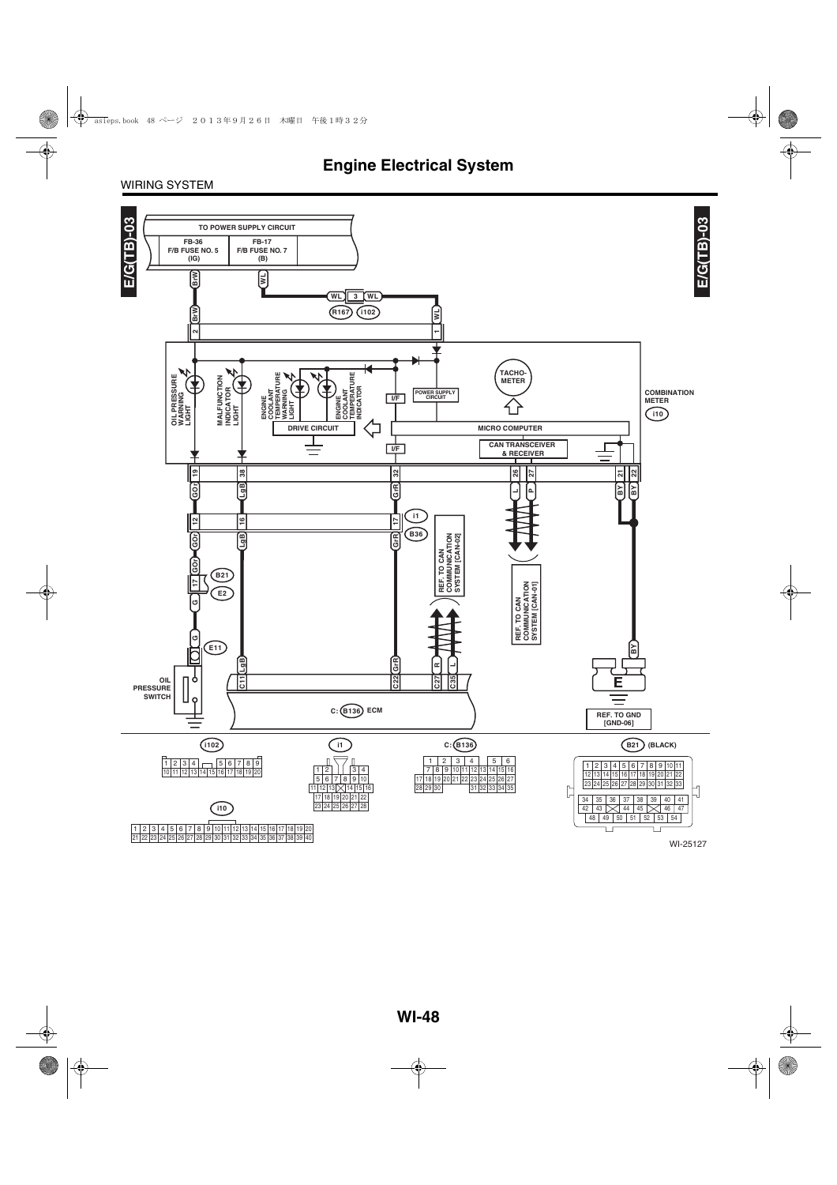# Engine Electrical System

## WIRING SYSTEM

E/G(TB)-03

TO POWER SUPPLY CIRCUIT

FB-36 F/B FUSE NO. 5 (IG)

FB-17 F/B FUSE NO. 7 (B)

BrW

WL

WL 3 WL

R167 i102

BrW 2

WL 1

OIL PRESSURE WARNING LIGHT

MALFUNCTION INDICATOR LIGHT

ENGINE COOLANT TEMPERATURE WARNING LIGHT

ENGINE COOLANT TEMPERATURE INDICATOR

TACHO-METER

POWER SUPPLY CIRCUIT

I/F

DRIVE CIRCUIT

MICRO COMPUTER

I/F

CAN TRANSCEIVER & RECEIVER

COMBINATION METER

i10

19 GOr

38 LgB

32 GrR

26 L

27 P

21 BY

22 BY

12 GOr

16 LgB

17 GrR

i1

B36

GOr

17

B21

E2

G

G

E11

OIL PRESSURE SWITCH

REF. TO CAN COMMUNICATION SYSTEM [CAN-02]

REF. TO CAN COMMUNICATION SYSTEM [CAN-01]

C11 LgB

C22 GrR

C27 R

C35 L

C: B136 ECM

BY

E

REF. TO GND [GND-06]

i102

i1

C: B136

B21 (BLACK)

i10

WI-25127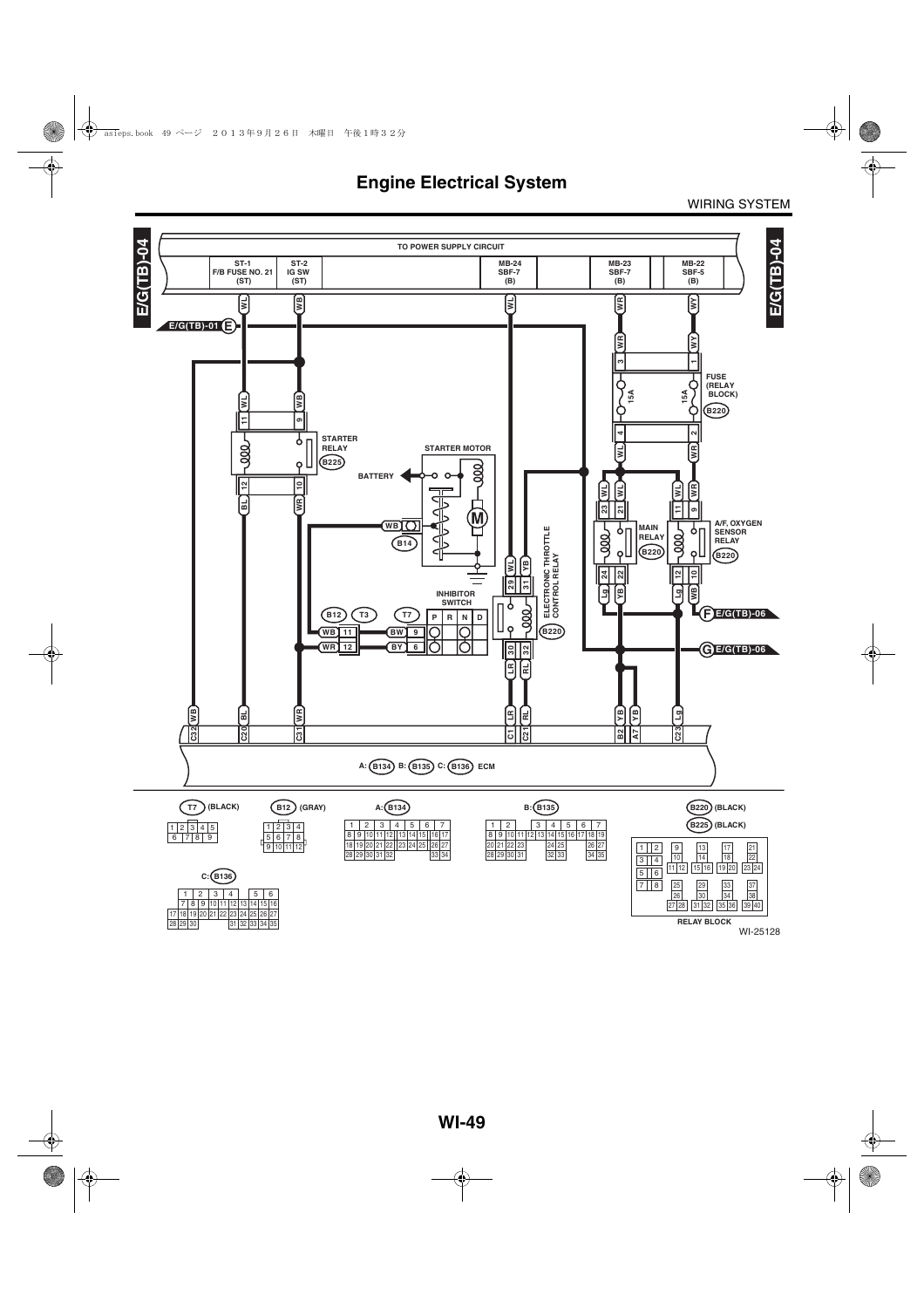# Engine Electrical System

WIRING SYSTEM

E/G(TB)-04

TO POWER SUPPLY CIRCUIT

| ST-1 F/B FUSE NO. 21 (ST) | ST-2 IG SW (ST) | MB-24 SBF-7 (B) | MB-23 SBF-7 (B) | MB-22 SBF-5 (B) |
|---|---|---|---|---|

E/G(TB)-01 E

FUSE (RELAY BLOCK) B220 — 15A, 15A

STARTER RELAY B225

STARTER MOTOR

BATTERY

B14

MAIN RELAY B220

A/F, OXYGEN SENSOR RELAY B220

ELECTRONIC THROTTLE CONTROL RELAY B220

INHIBITOR SWITCH

B12 T3 T7

| | | P | R | N | D |
|---|---|---|---|---|---|
| WB 11 | BW 9 | | | | |
| WR 12 | BY 6 | | | | |

F E/G(TB)-06

G E/G(TB)-06

C12 WB, C20 BL, C31 WR, C1 LR, C21 RL, B2 YB, A7 YB, C23 Lg

A: B134 B: B135 C: B136 ECM

T7 (BLACK)

| 1 | 2 | 3 | 4 | 5 |
|---|---|---|---|---|
| 6 | 7 | 8 | 9 | |

B12 (GRAY)

| 1 | 2 | 3 | 4 |
|---|---|---|---|
| 5 | 6 | 7 | 8 |
| 9 | 10 | 11 | 12 |

A: B134

| 1 | 2 | 3 | 4 | 5 | 6 | 7 |
|---|---|---|---|---|---|---|
| 8 9 | 10 11 | 12 | 13 14 | 15 | 16 | 17 |
| 18 19 | 20 21 | 22 | 23 24 | 25 | 26 | 27 |
| 28 29 | 30 31 | 32 | | | 33 | 34 |

B: B135

| 1 | 2 | | 3 | 4 | 5 | 6 | 7 |
|---|---|---|---|---|---|---|---|
| 8 9 | 10 11 | 12 | 13 14 | 15 | 16 | 17 | 18 19 |
| 20 21 | 22 23 | | | 24 25 | | | 26 27 |
| 28 29 | 30 31 | | | 32 33 | | | 34 35 |

C: B136

| | 1 | 2 | 3 | 4 | | 5 | 6 |
|---|---|---|---|---|---|---|---|
| | 7 8 | 9 10 | 11 | 12 13 | 14 | 15 | 16 |
| 17 18 | 19 20 | 21 22 | 23 | 24 25 | 26 | 27 | |
| 28 29 | 30 | | | 31 32 | 33 | 34 | 35 |

B220 (BLACK)
B225 (BLACK)

| 1 2 | 9 | 13 | 17 | 21 |
|---|---|---|---|---|
| 3 4 | 10 | 14 | 18 | 22 |
| 5 6 | 11 12 | 15 16 | 19 20 | 23 24 |
| 7 8 | 25 | 29 | 33 | 37 |
| | 26 | 30 | 34 | 38 |
| | 27 28 | 31 32 | 35 36 | 39 40 |

RELAY BLOCK

WI-25128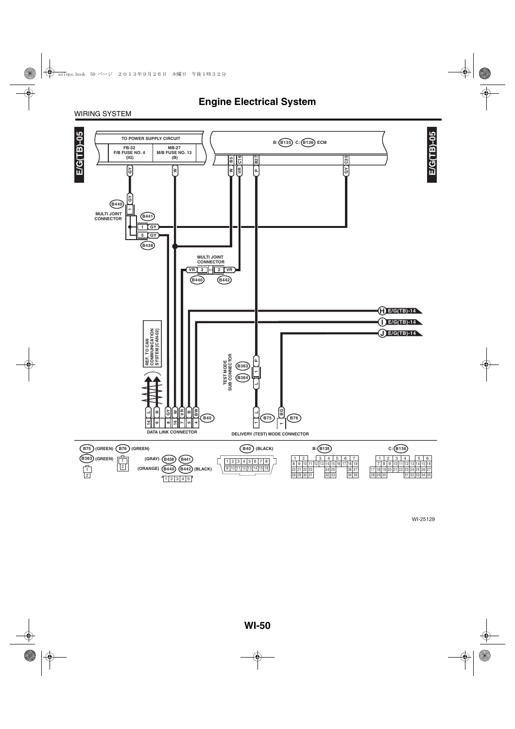# Engine Electrical System

WIRING SYSTEM

E/G(TB)-05

TO POWER SUPPLY CIRCUIT

FB-32 F/B FUSE NO. 4 (IG)

MB-27 M/B FUSE NO. 13 (B)

B: B135 C: B136 ECM

B5 C16 B27 C25

GY W W VR P GY

B440 MULTI JOINT CONNECTOR

B441

B438

MULTI JOINT CONNECTOR

VR 2 2 VR

B440 B442

H E/G(TB)-14

I E/G(TB)-14

J E/G(TB)-14

REF. TO CAN COMMUNICATION SYSTEM [CAN-02]

TEST MODE SUB CONNECTOR

B363

B364

L R GY W VR B BW

14 6 8 16 7 5 4

B40

DATA LINK CONNECTOR

L BG

B75 B76

DELIVERY (TEST) MODE CONNECTOR

B75 (GREEN) B76 (GREEN)

B363 (GREEN)

(GRAY) B438 B441

(ORANGE) B440 B442 (BLACK)

B40 (BLACK)

B: B135

C: B136

WI-25129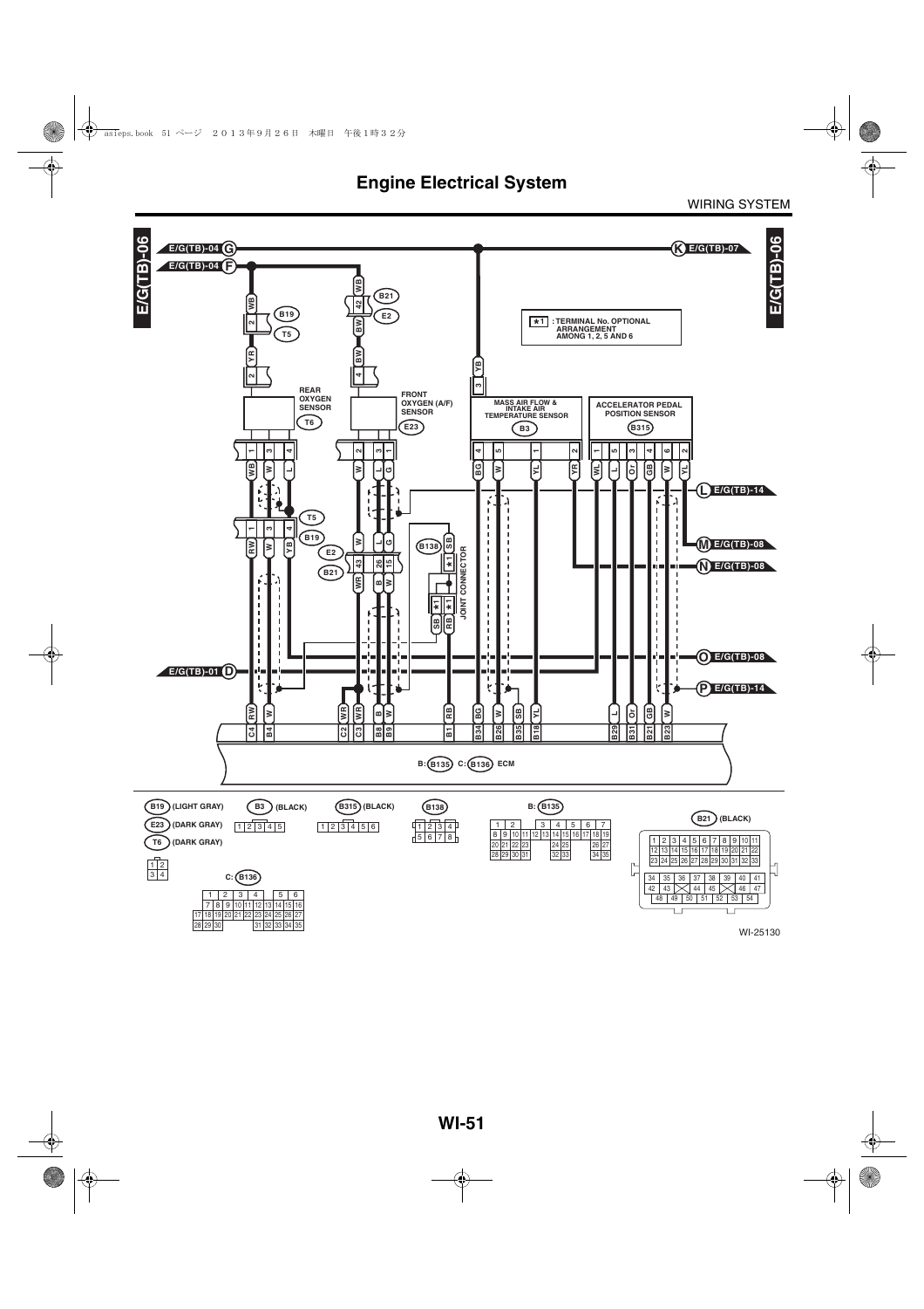# Engine Electrical System

WIRING SYSTEM

E/G(TB)-06

E/G(TB)-04 G

E/G(TB)-04 F

K E/G(TB)-07

★1 : TERMINAL No. OPTIONAL ARRANGEMENT AMONG 1, 2, 5 AND 6

REAR OXYGEN SENSOR (T6)

FRONT OXYGEN (A/F) SENSOR (E23)

MASS AIR FLOW & INTAKE AIR TEMPERATURE SENSOR (B3)

ACCELERATOR PEDAL POSITION SENSOR (B315)

JOINT CONNECTOR (B138)

L E/G(TB)-14

M E/G(TB)-08

N E/G(TB)-08

O E/G(TB)-08

P E/G(TB)-14

E/G(TB)-01 D

B: (B135) C: (B136) ECM

(B19) (LIGHT GRAY)

(E23) (DARK GRAY)

(T6) (DARK GRAY)

(B3) (BLACK)

(B315) (BLACK)

(B138)

B: (B135)

C: (B136)

(B21) (BLACK)

WI-25130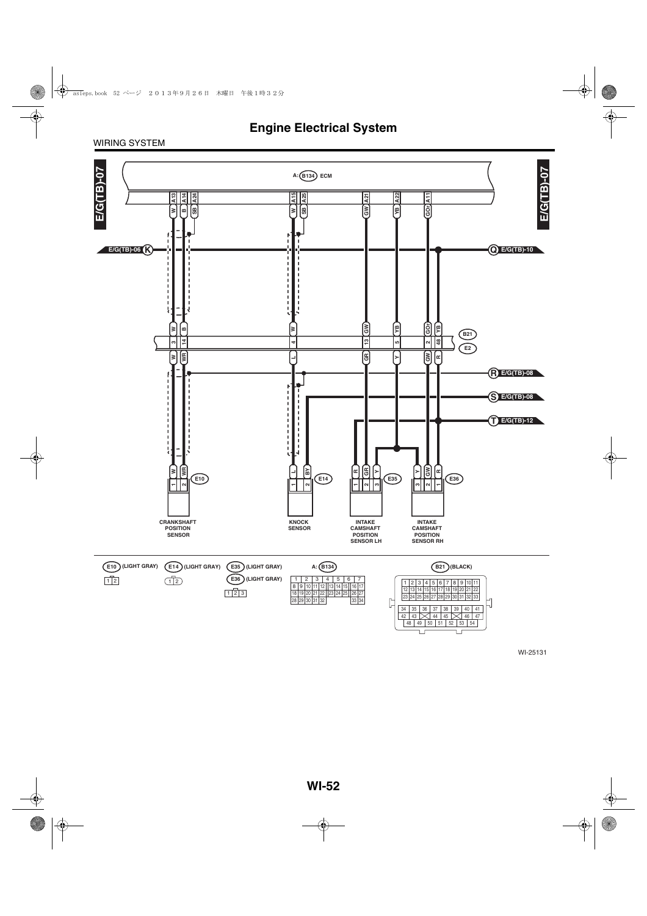# Engine Electrical System

WIRING SYSTEM

E/G(TB)-07

A: B134 ECM

A13 W, A14 B, A24 SB, A15 W, A25 SB, A21 GW, A22 YB, A11 GOr

E/G(TB)-06 K

Q E/G(TB)-10

B21 / E2

| B21 | W | B | W | GW | YB | GOr | YB |
|---|---|---|---|---|---|---|---|
| Pin | 3 | 14 | 4 | 13 | 5 | 2 | 48 |
| E2 | W | WR | L | GR | Y | GW | R |

R E/G(TB)-08

S E/G(TB)-08

T E/G(TB)-12

E10: 1 W, 2 WR — CRANKSHAFT POSITION SENSOR

E14: 1 L, 2 BY — KNOCK SENSOR

E35: 1 R, 2 GR, 3 Y — INTAKE CAMSHAFT POSITION SENSOR LH

E36: 3 Y, 2 GW, 1 R — INTAKE CAMSHAFT POSITION SENSOR RH

E10 (LIGHT GRAY): 1 2

E14 (LIGHT GRAY): 1 2

E35 (LIGHT GRAY) / E36 (LIGHT GRAY): 1 2 3

A: B134

| 1 | 2 | 3 | 4 | 5 | 6 | 7 |
|---|---|---|---|---|---|---|
| 8 9 | 10 11 | 12 | 13 14 15 | 16 17 | | |
| 18 19 | 20 21 | 22 | 23 24 25 | 26 27 | | |
| 28 29 | 30 31 | 32 | | 33 34 | | |

B21 (BLACK)

1 2 3 4 5 6 7 8 9 10 11
12 13 14 15 16 17 18 19 20 21 22
23 24 25 26 27 28 29 30 31 32 33
34 35 36 37 38 39 40 41
42 43 44 45 46 47
48 49 50 51 52 53 54

WI-25131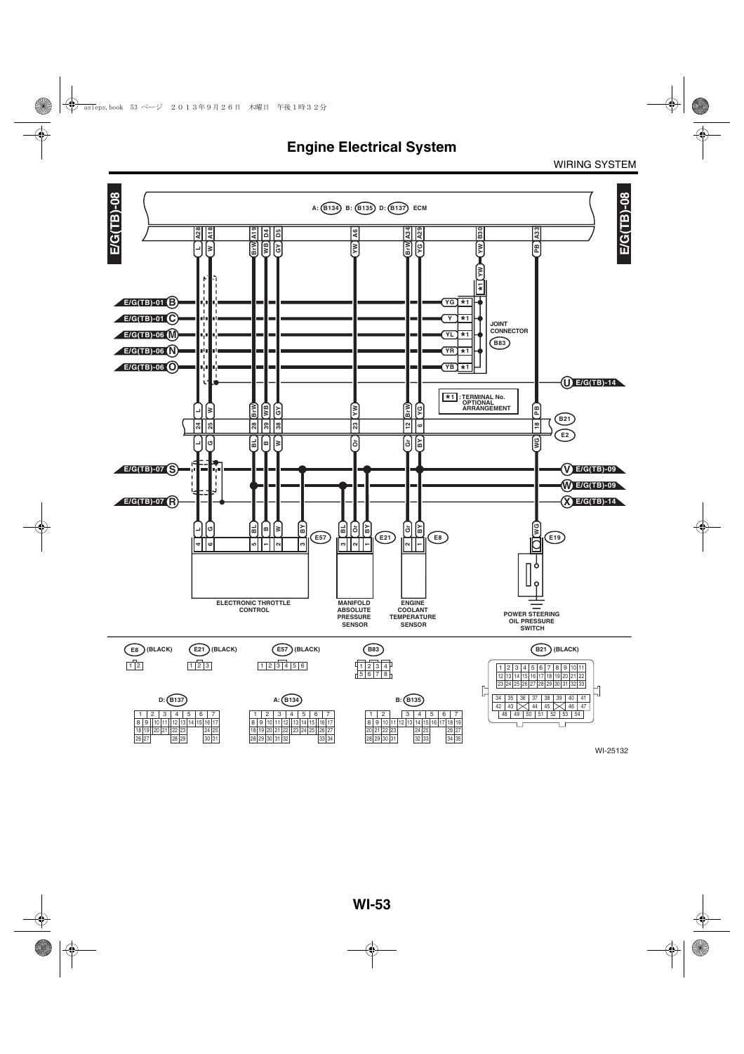# Engine Electrical System

WIRING SYSTEM

E/G(TB)-08

A: B134 B: B135 D: B137 ECM

A28 L, A18 W, A19 BrW, D4 WB, D5 GY, A6 YW, A34 BrW, A29 YG, B30 YW, A33 PB

E/G(TB)-01 B — YG ★1
E/G(TB)-01 C — Y ★1
E/G(TB)-06 M — YL ★1
E/G(TB)-06 N — YR ★1
E/G(TB)-06 O — YB ★1

YW ★1

JOINT CONNECTOR B83

U E/G(TB)-14

★1 : TERMINAL No. OPTIONAL ARRANGEMENT

B21 / E2: 24 L/L, 25 W/G, 28 BrW/BL, 39 WB/B, 38 GY/W, 23 YW/Or, 12 BrW/Gr, 6 YG/BY, 18 PB/WG

E/G(TB)-07 S
E/G(TB)-07 R
V E/G(TB)-09
W E/G(TB)-09
X E/G(TB)-14

E57: 4 L, 6 G, 5 BL, 1 B, 2 W, 3 BY — ELECTRONIC THROTTLE CONTROL

E21: 3 BL, 2 Or, 1 BY — MANIFOLD ABSOLUTE PRESSURE SENSOR

E8: 2 Gr, 1 BY — ENGINE COOLANT TEMPERATURE SENSOR

E19: WG — POWER STEERING OIL PRESSURE SWITCH

E8 (BLACK): 1 2

E21 (BLACK): 1 2 3

E57 (BLACK): 1 2 3 4 5 6

B83: 1 2 3 4 / 5 6 7 8

B21 (BLACK): 1–54

D: B137: 1–31

A: B134: 1–34

B: B135: 1–35

WI-25132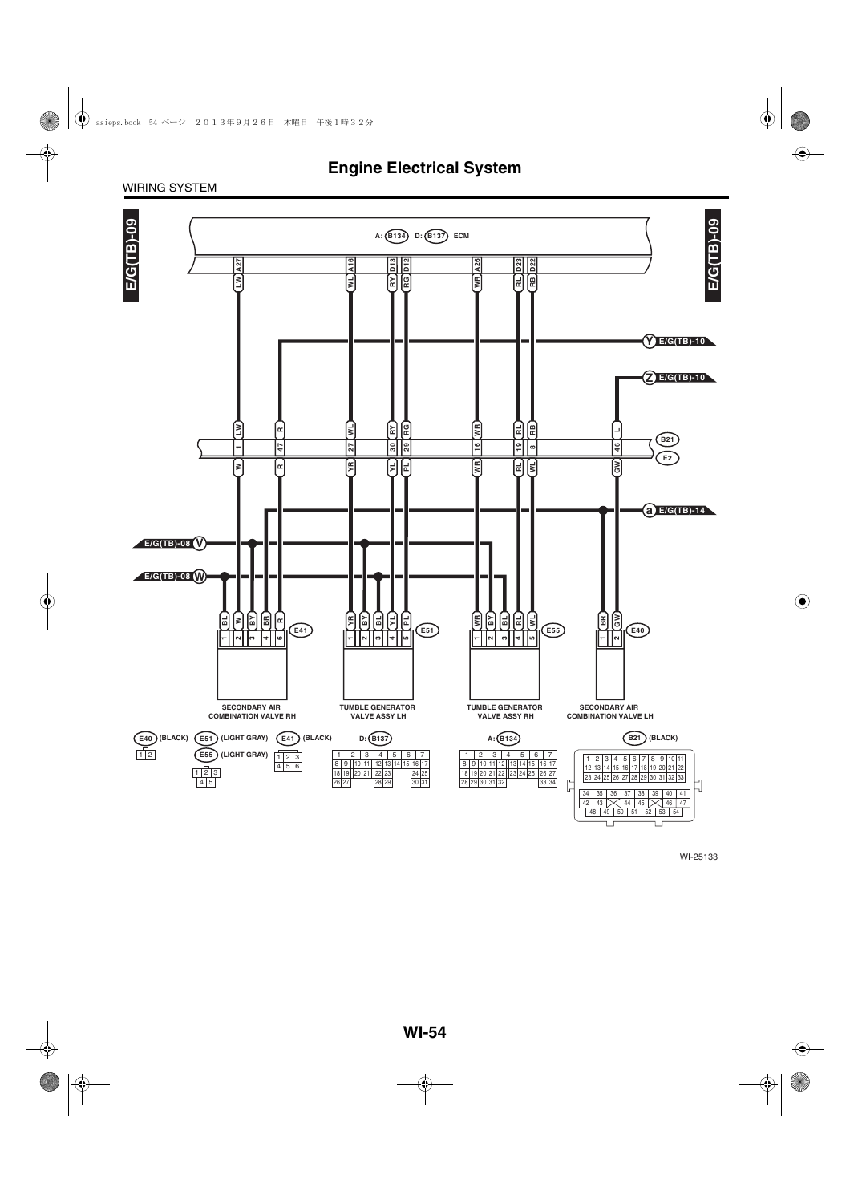# Engine Electrical System

WIRING SYSTEM

E/G(TB)-09

A: B134 D: B137 ECM

A27 LW, A16 WL, D13 RY, D12 RG, A26 WR, D23 RL, D22 RB

Y E/G(TB)-10

Z E/G(TB)-10

B21 / E2

| B21 | LW | R | WL | RY | RG | WR | RL | RB | L |
|---|---|---|---|---|---|---|---|---|---|
| Pin | 1 | 47 | 27 | 30 | 29 | 16 | 19 | 8 | 46 |
| E2 | W | R | YR | YL | PL | WR | RL | WL | GW |

a E/G(TB)-14

E/G(TB)-08 V

E/G(TB)-08 W

E41: 1 BL, 2 W, 3 BY, 4 BR, 6 R — SECONDARY AIR COMBINATION VALVE RH

E51: 1 YR, 2 BY, 3 BL, 4 YL, 5 PL — TUMBLE GENERATOR VALVE ASSY LH

E55: 1 WR, 2 BY, 3 BL, 4 RL, 5 WL — TUMBLE GENERATOR VALVE ASSY RH

E40: 1 BR, 2 GW — SECONDARY AIR COMBINATION VALVE LH

E40 (BLACK)

| 1 | 2 |
|---|---|

E51 (LIGHT GRAY) / E55 (LIGHT GRAY)

| | 1 | 2 | 3 |
|---|---|---|---|
| | 4 | 5 | |

E41 (BLACK)

| 1 | 2 | 3 |
|---|---|---|
| 4 | 5 | 6 |

D: B137

| 1 | 2 | 3 | 4 | 5 | 6 | 7 | | | |
|---|---|---|---|---|---|---|---|---|---|
| 8 | 9 | 10 | 11 | 12 | 13 | 14 | 15 | 16 | 17 |
| 18 | 19 | 20 | 21 | 22 | 23 | | | 24 | 25 |
| 26 | 27 | | | 28 | 29 | | | 30 | 31 |

A: B134

| 1 | 2 | 3 | 4 | 5 | 6 | 7 | | | |
|---|---|---|---|---|---|---|---|---|---|
| 8 | 9 | 10 | 11 | 12 | 13 | 14 | 15 | 16 | 17 |
| 18 | 19 | 20 | 21 | 22 | 23 | 24 | 25 | 26 | 27 |
| 28 | 29 | 30 | 31 | 32 | | | | 33 | 34 |

B21 (BLACK)

| 1 | 2 | 3 | 4 | 5 | 6 | 7 | 8 | 9 | 10 | 11 |
|---|---|---|---|---|---|---|---|---|---|---|
| 12 | 13 | 14 | 15 | 16 | 17 | 18 | 19 | 20 | 21 | 22 |
| 23 | 24 | 25 | 26 | 27 | 28 | 29 | 30 | 31 | 32 | 33 |
| 34 | 35 | 36 | 37 | 38 | 39 | 40 | 41 | | | |
| 42 | 43 | | 44 | 45 | | 46 | 47 | | | |
| 48 | 49 | 50 | 51 | 52 | 53 | 54 | | | | |

WI-25133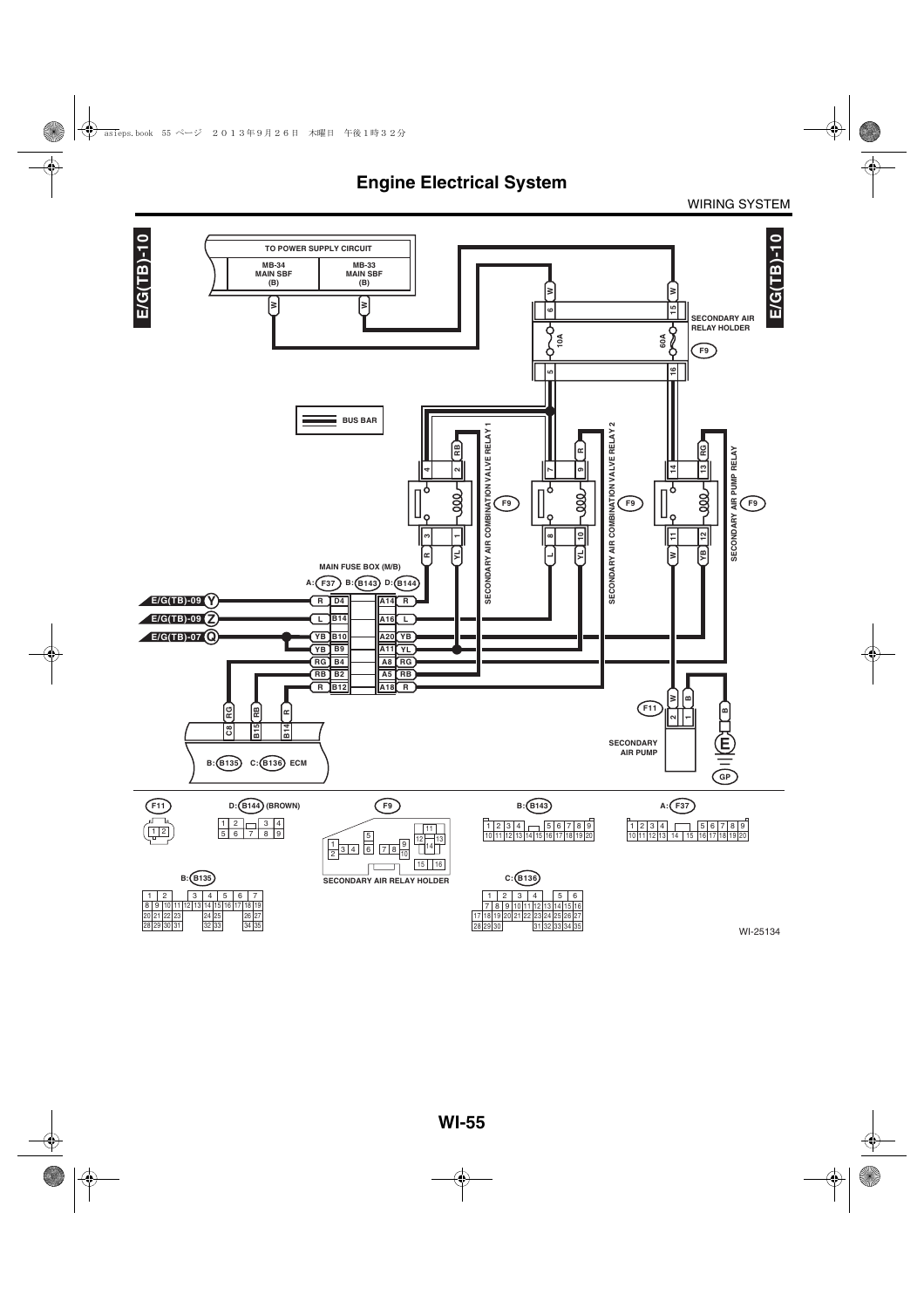# Engine Electrical System

WIRING SYSTEM

E/G(TB)-10

TO POWER SUPPLY CIRCUIT

MB-34 MAIN SBF (B)

MB-33 MAIN SBF (B)

SECONDARY AIR RELAY HOLDER

F9

10A

60A

BUS BAR

SECONDARY AIR COMBINATION VALVE RELAY 1

SECONDARY AIR COMBINATION VALVE RELAY 2

SECONDARY AIR PUMP RELAY

MAIN FUSE BOX (M/B)

A: F37 B: B143 D: B144

E/G(TB)-09 Y

E/G(TB)-09 Z

E/G(TB)-07 Q

F11

SECONDARY AIR PUMP

GP

B: B135 C: B136 ECM

F11

D: B144 (BROWN)

F9

SECONDARY AIR RELAY HOLDER

B: B143

A: F37

B: B135

C: B136

WI-25134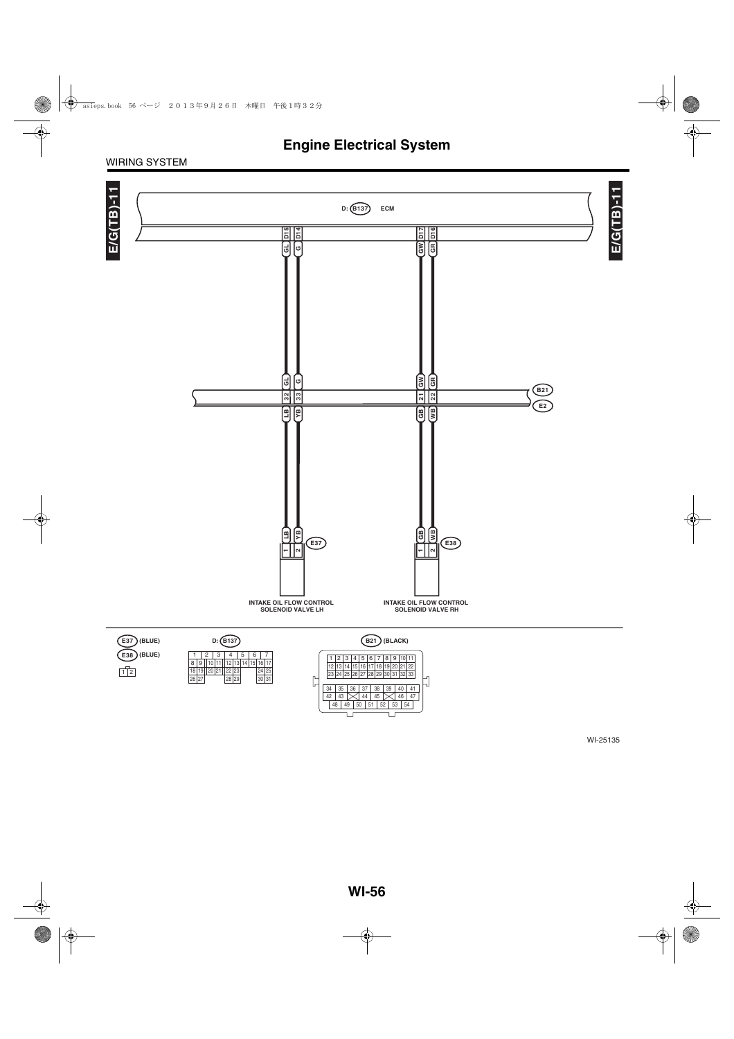# Engine Electrical System

WIRING SYSTEM

E/G(TB)-11

D: B137 ECM

| ECM Terminal | Wire color | B21/E2 Terminal | Wire color | Connector | Terminal |
|---|---|---|---|---|---|
| D15 | GL | 32 | LB | E37 | 1 |
| D14 | G | 33 | YB | E37 | 2 |
| D17 | GW | 21 | GB | E38 | 1 |
| D16 | GR | 22 | WB | E38 | 2 |

B21
E2

E37
INTAKE OIL FLOW CONTROL SOLENOID VALVE LH

E38
INTAKE OIL FLOW CONTROL SOLENOID VALVE RH

E37 (BLUE)
E38 (BLUE)

| 1 | 2 |
|---|---|

D: B137

| 1 | 2 | 3 | 4 | 5 | 6 | 7 |
|---|---|---|---|---|---|---|
| 8 | 9 | 10 | 11 | 12 | 13 | 14 | 15 | 16 | 17 |
| 18 | 19 | 20 | 21 | 22 | 23 | | 24 | 25 |
| 26 | 27 | | 28 | 29 | | 30 | 31 |

B21 (BLACK)

| 1 | 2 | 3 | 4 | 5 | 6 | 7 | 8 | 9 | 10 | 11 |
|---|---|---|---|---|---|---|---|---|---|---|
| 12 | 13 | 14 | 15 | 16 | 17 | 18 | 19 | 20 | 21 | 22 |
| 23 | 24 | 25 | 26 | 27 | 28 | 29 | 30 | 31 | 32 | 33 |

| 34 | 35 | 36 | 37 | 38 | 39 | 40 | 41 |
|---|---|---|---|---|---|---|---|
| 42 | 43 | | 44 | 45 | | 46 | 47 |
| 48 | 49 | 50 | 51 | 52 | 53 | 54 | |

WI-25135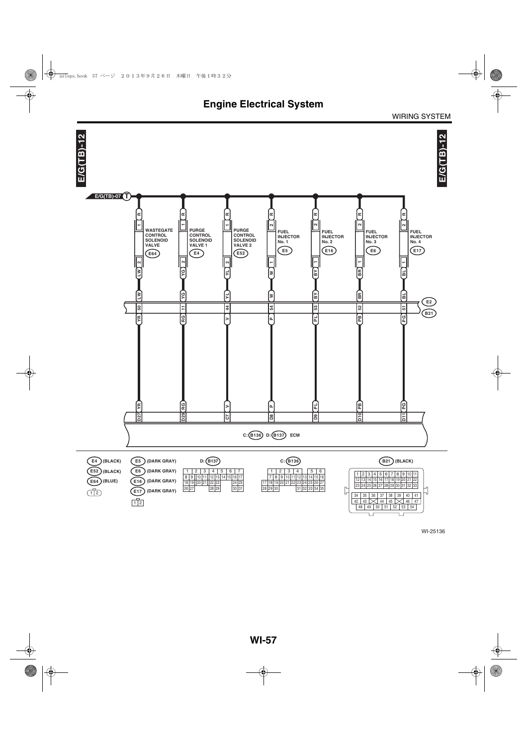# Engine Electrical System

WIRING SYSTEM

E/G(TB)-12

E/G(TB)-07 T

| Component | Connector | Terminal (power side) | Wire | Terminal (ECM side) | Wire | E2/B21 pin | Wire (B21 side) | ECM terminal |
|---|---|---|---|---|---|---|---|---|
| WASTEGATE CONTROL SOLENOID VALVE | E64 | 1 | R | 2 | LW | 50 | YR | D27 |
| PURGE CONTROL SOLENOID VALVE 1 | E4 | 1 | R | 2 | YG | 11 | RG | D29 |
| PURGE CONTROL SOLENOID VALVE 2 | E52 | 1 | R | 2 | YL | 44 | V | C7 |
| FUEL INJECTOR No. 1 | E5 | 2 | R | 1 | W | 54 | P | D8 |
| FUEL INJECTOR No. 2 | E16 | 2 | R | 1 | BY | 53 | PL | D9 |
| FUEL INJECTOR No. 3 | E6 | 2 | R | 1 | BR | 52 | PB | D10 |
| FUEL INJECTOR No. 4 | E17 | 2 | R | 1 | BL | 51 | PG | D11 |

E2 / B21

C: B136 D: B137 ECM

**Connectors:**

- E4 (BLACK)
- E52 (BLACK)
- E64 (BLUE)
- 1 2
- E5 (DARK GRAY)
- E6 (DARK GRAY)
- E16 (DARK GRAY)
- E17 (DARK GRAY)
- 1 2

D: B137

| 1 | 2 | 3 | 4 | 5 | 6 | 7 |
|---|---|---|---|---|---|---|
| 8 9 | 10 11 | 12 13 | 14 15 | 16 17 | | |
| 18 19 | 20 21 | 22 23 | | 24 25 | | |
| 26 27 | | 28 29 | | 30 31 | | |

C: B136

| 1 | 2 | 3 | 4 | 5 | 6 |
|---|---|---|---|---|---|
| 7 8 9 | 10 11 | 12 13 | 14 15 16 | | |
| 17 18 19 20 21 22 | 23 24 | 25 26 27 | | | |
| 28 29 30 | | 31 32 33 34 35 | | | |

B21 (BLACK)

| 1 | 2 | 3 | 4 | 5 | 6 | 7 | 8 | 9 | 10 | 11 |
|---|---|---|---|---|---|---|---|---|---|---|
| 12 | 13 | 14 | 15 | 16 | 17 | 18 | 19 | 20 | 21 | 22 |
| 23 | 24 | 25 | 26 | 27 | 28 | 29 | 30 | 31 | 32 | 33 |

| 34 | 35 | 36 | 37 | 38 | 39 | 40 | 41 |
|---|---|---|---|---|---|---|---|
| 42 | 43 | ✕ | 44 | 45 | ✕ | 46 | 47 |
| 48 | 49 | 50 | 51 | 52 | 53 | 54 | |

WI-25136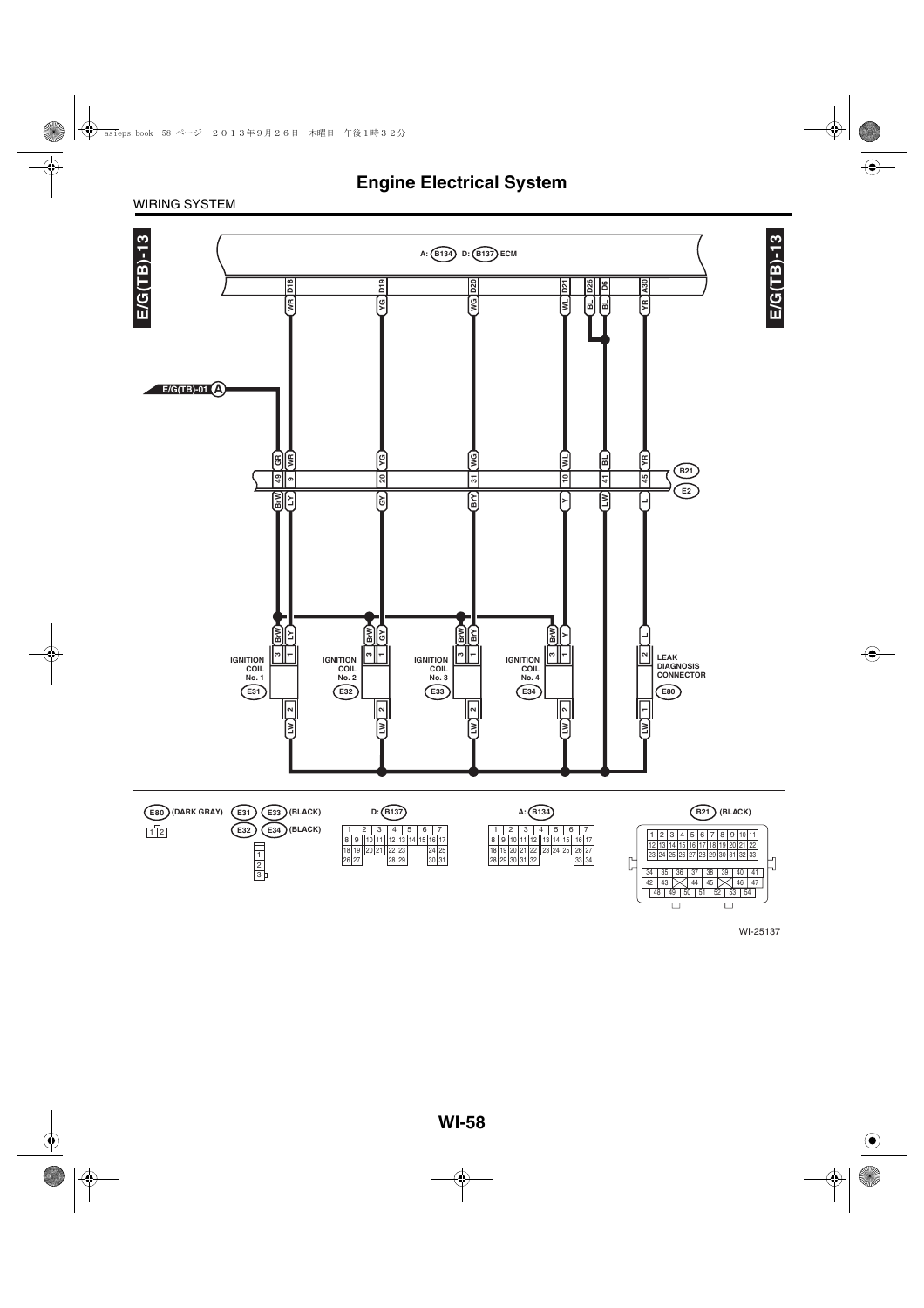# Engine Electrical System

WIRING SYSTEM

E/G(TB)-13

A: B134 D: B137 ECM

| D18 | D19 | D20 | D21 | D26 | D6 | A30 |
|---|---|---|---|---|---|---|
| WR | YG | WG | WL | BL | BL | YR |

E/G(TB)-01 A

B21 / E2

| 49 | 9 | 20 | 31 | 10 | 41 | 45 |
|---|---|---|---|---|---|---|
| GR / BrW | WR / LY | YG / GY | WG / BrY | WL / Y | BL / LW | YR / L |

IGNITION COIL No. 1 E31

IGNITION COIL No. 2 E32

IGNITION COIL No. 3 E33

IGNITION COIL No. 4 E34

LEAK DIAGNOSIS CONNECTOR E80

E80 (DARK GRAY)

| 1 | 2 |
|---|---|

E31 E33 (BLACK)
E32 E34 (BLACK)

| 1 |
|---|
| 2 |
| 3 |

D: B137

| 1 | 2 | 3 | 4 | 5 | 6 | 7 |
|---|---|---|---|---|---|---|
| 8 9 | 10 11 | 12 13 | 14 15 | 16 17 | | |
| 18 19 | 20 21 | 22 23 | | 24 25 | | |
| 26 27 | | 28 29 | | 30 31 | | |

A: B134

| 1 | 2 | 3 | 4 | 5 | 6 | 7 |
|---|---|---|---|---|---|---|
| 8 9 | 10 11 12 | 13 14 15 | 16 17 | | | |
| 18 19 | 20 21 22 | 23 24 25 | 26 27 | | | |
| 28 29 | 30 31 32 | | 33 34 | | | |

B21 (BLACK)

| 1 | 2 | 3 | 4 | 5 | 6 | 7 | 8 | 9 | 10 | 11 |
|---|---|---|---|---|---|---|---|---|---|---|
| 12 | 13 | 14 | 15 | 16 | 17 | 18 | 19 | 20 | 21 | 22 |
| 23 | 24 | 25 | 26 | 27 | 28 | 29 | 30 | 31 | 32 | 33 |

| 34 | 35 | 36 | 37 | 38 | 39 | 40 | 41 |
|---|---|---|---|---|---|---|---|
| 42 | 43 | | 44 | 45 | | 46 | 47 |
| 48 | 49 | 50 | 51 | 52 | 53 | 54 | |

WI-25137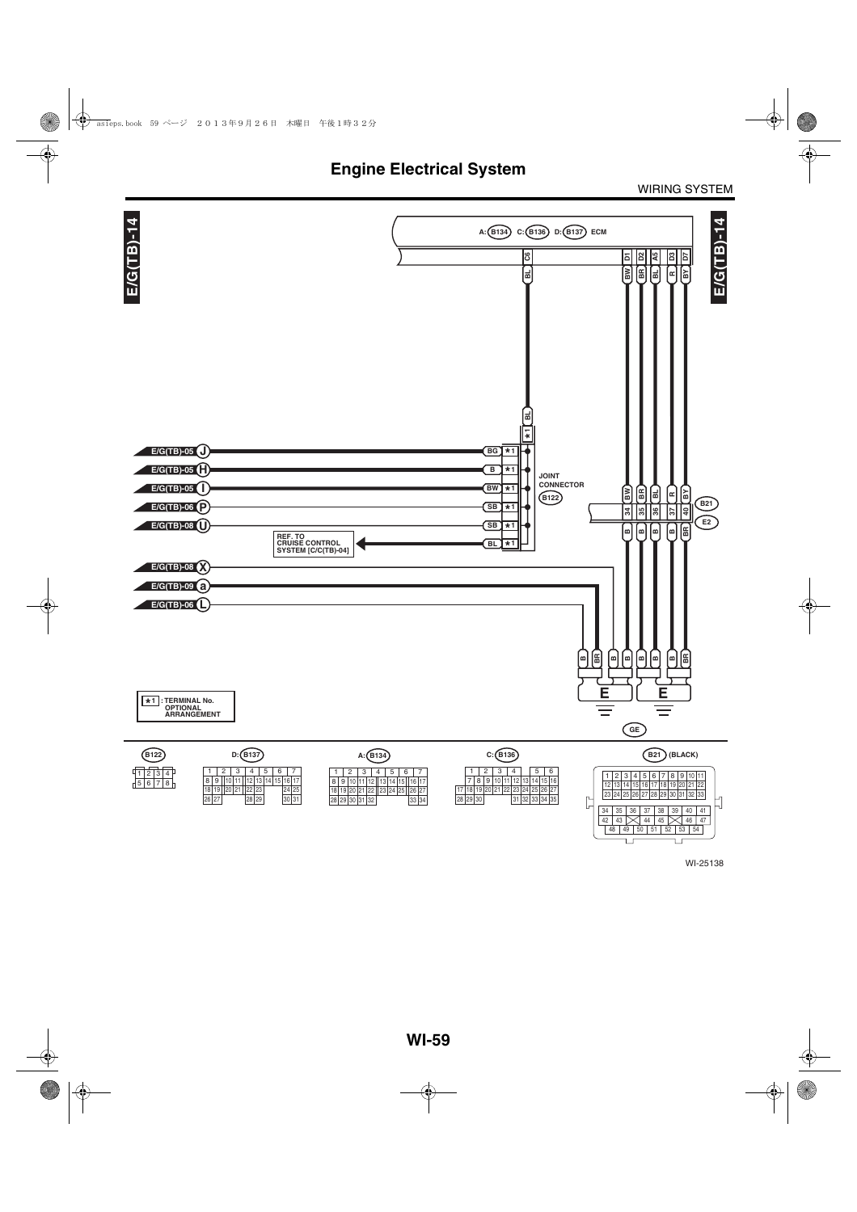# Engine Electrical System

WIRING SYSTEM

E/G(TB)-14

A: B134 C: B136 D: B137 ECM

C6
BL

D1 D2 A5 D3 D7
BW BR BL R BY

BL
★1

E/G(TB)-05 J
E/G(TB)-05 H
E/G(TB)-05 I
E/G(TB)-06 P
E/G(TB)-08 U

BG ★1
B ★1
BW ★1
SB ★1
SB ★1
BL ★1

JOINT CONNECTOR
B122

REF. TO CRUISE CONTROL SYSTEM [C/C(TB)-04]

BW BR BL R BY
34 35 36 37 40
B B B B BR

B21
E2

E/G(TB)-08 X
E/G(TB)-09 a
E/G(TB)-06 L

B BR B B B B BR

E E

GE

★1 : TERMINAL No. OPTIONAL ARRANGEMENT

B122

| | | | |
|---|---|---|---|
| 1 | 2 | 3 | 4 |
| 5 | 6 | 7 | 8 |

D: B137

| | | | | | | | | | |
|---|---|---|---|---|---|---|---|---|---|
| 1 | 2 | 3 | | 4 | 5 | | 6 | 7 | |
| 8 | 9 | 10 | 11 | 12 | 13 | 14 | 15 | 16 | 17 |
| 18 | 19 | 20 | 21 | 22 | 23 | | | 24 | 25 |
| 26 | 27 | | | 28 | 29 | | | 30 | 31 |

A: B134

| | | | | | | | | | |
|---|---|---|---|---|---|---|---|---|---|
| 1 | 2 | 3 | | 4 | 5 | | 6 | 7 | |
| 8 | 9 | 10 | 11 | 12 | 13 | 14 | 15 | 16 | 17 |
| 18 | 19 | 20 | 21 | 22 | 23 | 24 | 25 | 26 | 27 |
| 28 | 29 | 30 | 31 | 32 | | | | 33 | 34 |

C: B136

| | | | | | | | | | | |
|---|---|---|---|---|---|---|---|---|---|---|
| | 1 | 2 | 3 | 4 | | | | 5 | 6 | |
| | 7 | 8 | 9 | 10 | 11 | 12 | 13 | 14 | 15 | 16 |
| 17 | 18 | 19 | 20 | 21 | 22 | 23 | 24 | 25 | 26 | 27 |
| 28 | 29 | 30 | | | 31 | 32 | 33 | 34 | 35 | |

B21 (BLACK)

| | | | | | | | | | | |
|---|---|---|---|---|---|---|---|---|---|---|
| 1 | 2 | 3 | 4 | 5 | 6 | 7 | 8 | 9 | 10 | 11 |
| 12 | 13 | 14 | 15 | 16 | 17 | 18 | 19 | 20 | 21 | 22 |
| 23 | 24 | 25 | 26 | 27 | 28 | 29 | 30 | 31 | 32 | 33 |

| | | | | | | | |
|---|---|---|---|---|---|---|---|
| 34 | 35 | 36 | 37 | 38 | 39 | 40 | 41 |
| 42 | 43 | | 44 | 45 | | 46 | 47 |
| 48 | 49 | 50 | 51 | 52 | 53 | 54 | |

WI-25138